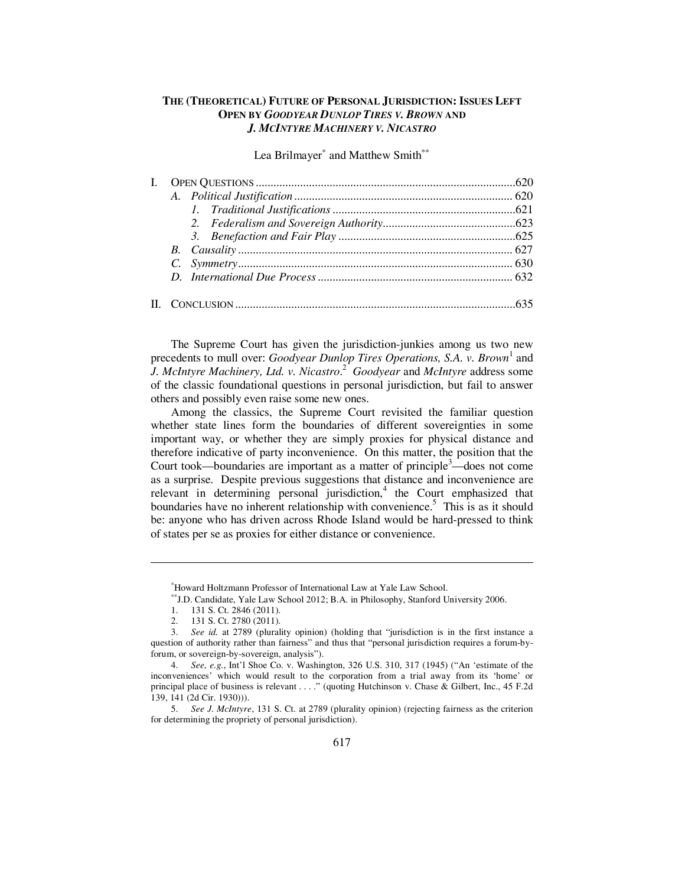# THE (THEORETICAL) FUTURE OF PERSONAL JURISDICTION: ISSUES LEFT OPEN BY *GOODYEAR DUNLOP TIRES V. BROWN* AND *J. MCINTYRE MACHINERY V. NICASTRO*

Lea Brilmayer[*] and Matthew Smith[**]

- I. OPEN QUESTIONS ....................................................................................620
  - *A. Political Justification* ........................................................................ 620
    - *1. Traditional Justifications* ............................................................621
    - *2. Federalism and Sovereign Authority*............................................623
    - *3. Benefaction and Fair Play* ...........................................................625
  - *B. Causality* ......................................................................................... 627
  - *C. Symmetry*......................................................................................... 630
  - *D. International Due Process* ................................................................ 632
- II. CONCLUSION ...........................................................................................635

The Supreme Court has given the jurisdiction-junkies among us two new precedents to mull over: *Goodyear Dunlop Tires Operations, S.A. v. Brown*[1] and *J. McIntyre Machinery, Ltd. v. Nicastro*.[2] *Goodyear* and *McIntyre* address some of the classic foundational questions in personal jurisdiction, but fail to answer others and possibly even raise some new ones.

Among the classics, the Supreme Court revisited the familiar question whether state lines form the boundaries of different sovereignties in some important way, or whether they are simply proxies for physical distance and therefore indicative of party inconvenience. On this matter, the position that the Court took—boundaries are important as a matter of principle[3]—does not come as a surprise. Despite previous suggestions that distance and inconvenience are relevant in determining personal jurisdiction,[4] the Court emphasized that boundaries have no inherent relationship with convenience.[5] This is as it should be: anyone who has driven across Rhode Island would be hard-pressed to think of states per se as proxies for either distance or convenience.

---

[*] Howard Holtzmann Professor of International Law at Yale Law School.

[**] J.D. Candidate, Yale Law School 2012; B.A. in Philosophy, Stanford University 2006.

1. 131 S. Ct. 2846 (2011).

2. 131 S. Ct. 2780 (2011).

3. *See id.* at 2789 (plurality opinion) (holding that "jurisdiction is in the first instance a question of authority rather than fairness" and thus that "personal jurisdiction requires a forum-by-forum, or sovereign-by-sovereign, analysis").

4. *See, e.g.*, Int'l Shoe Co. v. Washington, 326 U.S. 310, 317 (1945) ("An 'estimate of the inconveniences' which would result to the corporation from a trial away from its 'home' or principal place of business is relevant . . . ." (quoting Hutchinson v. Chase & Gilbert, Inc., 45 F.2d 139, 141 (2d Cir. 1930))).

5. *See J. McIntyre*, 131 S. Ct. at 2789 (plurality opinion) (rejecting fairness as the criterion for determining the propriety of personal jurisdiction).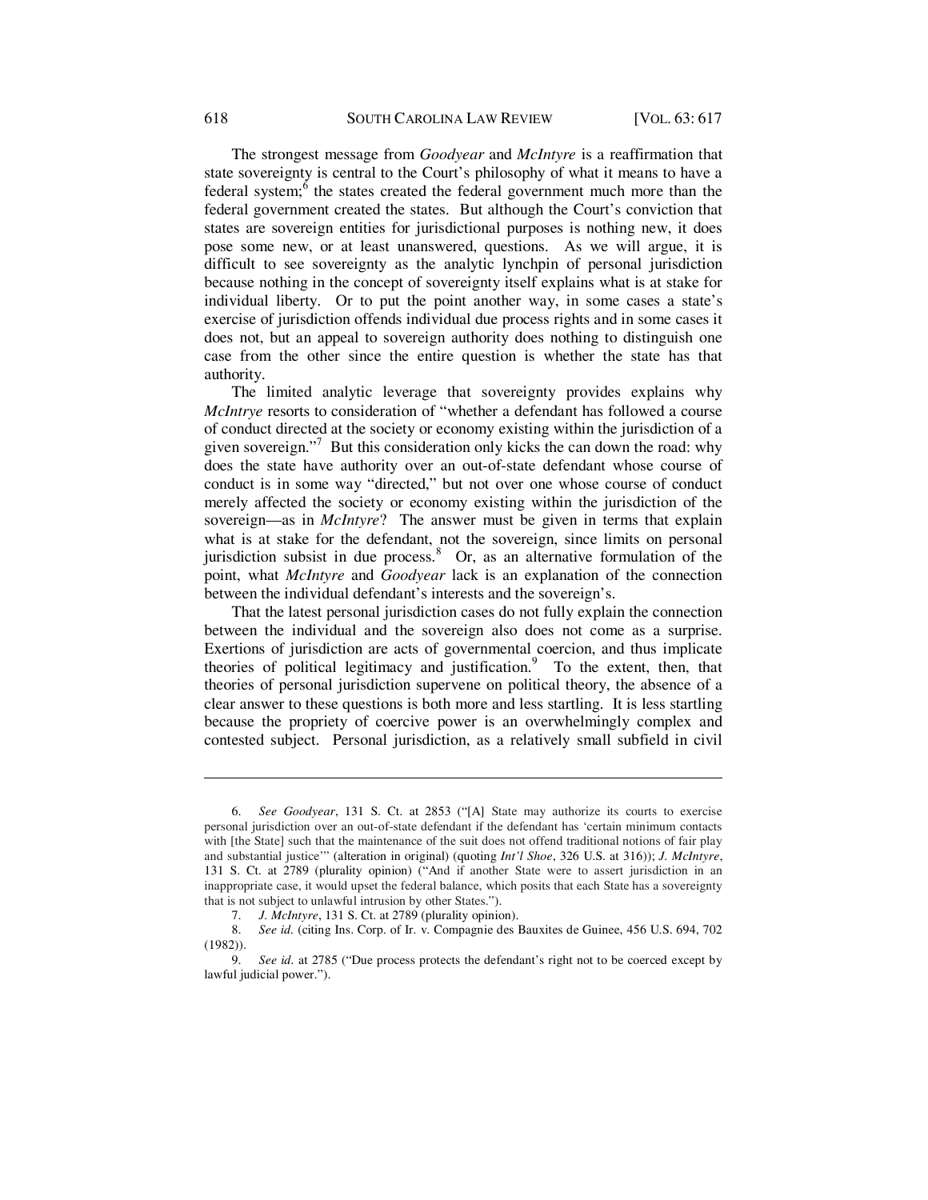The strongest message from *Goodyear* and *McIntyre* is a reaffirmation that state sovereignty is central to the Court's philosophy of what it means to have a federal system;[6] the states created the federal government much more than the federal government created the states. But although the Court's conviction that states are sovereign entities for jurisdictional purposes is nothing new, it does pose some new, or at least unanswered, questions. As we will argue, it is difficult to see sovereignty as the analytic lynchpin of personal jurisdiction because nothing in the concept of sovereignty itself explains what is at stake for individual liberty. Or to put the point another way, in some cases a state's exercise of jurisdiction offends individual due process rights and in some cases it does not, but an appeal to sovereign authority does nothing to distinguish one case from the other since the entire question is whether the state has that authority.

The limited analytic leverage that sovereignty provides explains why *McIntrye* resorts to consideration of "whether a defendant has followed a course of conduct directed at the society or economy existing within the jurisdiction of a given sovereign."[7] But this consideration only kicks the can down the road: why does the state have authority over an out-of-state defendant whose course of conduct is in some way "directed," but not over one whose course of conduct merely affected the society or economy existing within the jurisdiction of the sovereign—as in *McIntyre*? The answer must be given in terms that explain what is at stake for the defendant, not the sovereign, since limits on personal jurisdiction subsist in due process.[8] Or, as an alternative formulation of the point, what *McIntyre* and *Goodyear* lack is an explanation of the connection between the individual defendant's interests and the sovereign's.

That the latest personal jurisdiction cases do not fully explain the connection between the individual and the sovereign also does not come as a surprise. Exertions of jurisdiction are acts of governmental coercion, and thus implicate theories of political legitimacy and justification.[9] To the extent, then, that theories of personal jurisdiction supervene on political theory, the absence of a clear answer to these questions is both more and less startling. It is less startling because the propriety of coercive power is an overwhelmingly complex and contested subject. Personal jurisdiction, as a relatively small subfield in civil

---

6. *See Goodyear*, 131 S. Ct. at 2853 ("[A] State may authorize its courts to exercise personal jurisdiction over an out-of-state defendant if the defendant has 'certain minimum contacts with [the State] such that the maintenance of the suit does not offend traditional notions of fair play and substantial justice'" (alteration in original) (quoting *Int'l Shoe*, 326 U.S. at 316)); *J. McIntyre*, 131 S. Ct. at 2789 (plurality opinion) ("And if another State were to assert jurisdiction in an inappropriate case, it would upset the federal balance, which posits that each State has a sovereignty that is not subject to unlawful intrusion by other States.").

7. *J. McIntyre*, 131 S. Ct. at 2789 (plurality opinion).

8. *See id.* (citing Ins. Corp. of Ir. v. Compagnie des Bauxites de Guinee, 456 U.S. 694, 702 (1982)).

9. *See id.* at 2785 ("Due process protects the defendant's right not to be coerced except by lawful judicial power.").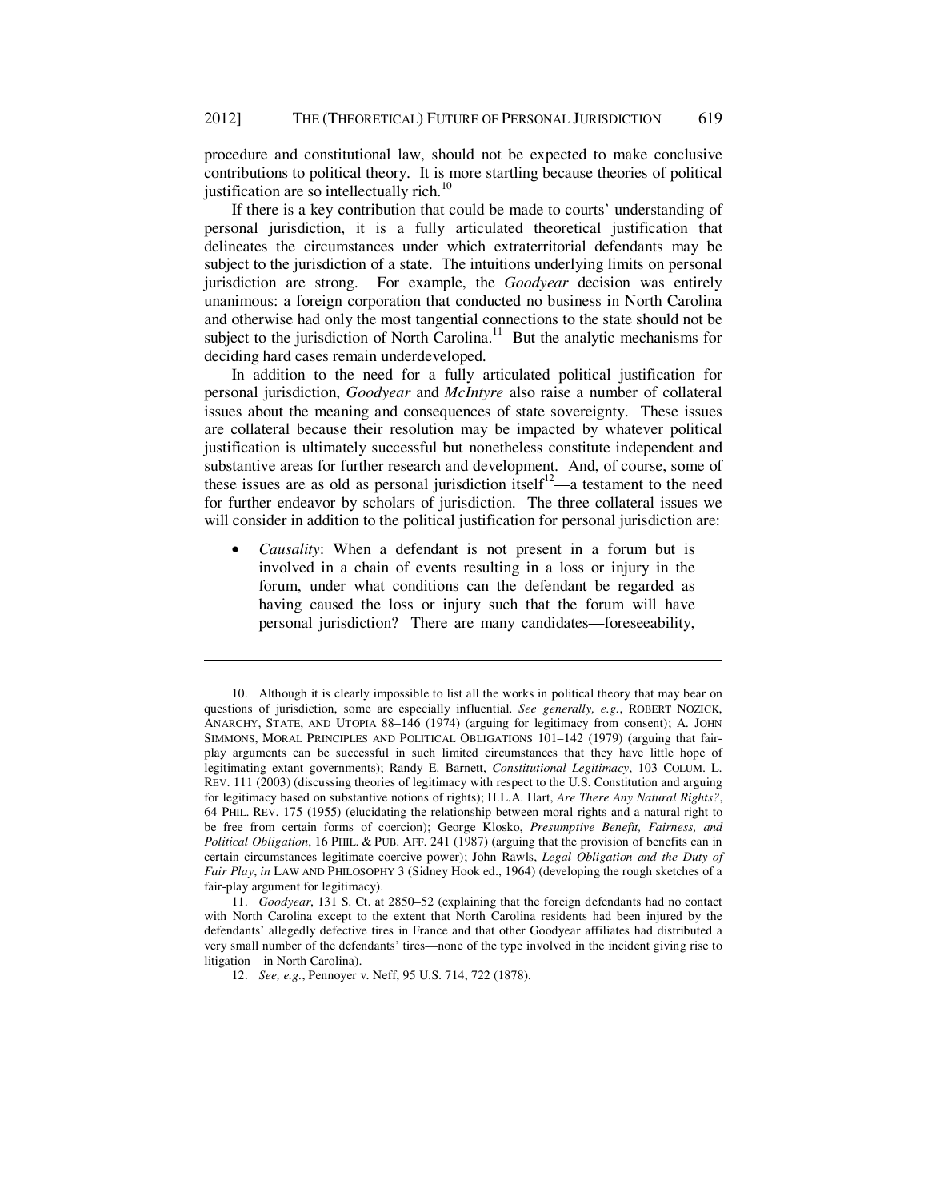procedure and constitutional law, should not be expected to make conclusive contributions to political theory. It is more startling because theories of political justification are so intellectually rich.[10]

If there is a key contribution that could be made to courts' understanding of personal jurisdiction, it is a fully articulated theoretical justification that delineates the circumstances under which extraterritorial defendants may be subject to the jurisdiction of a state. The intuitions underlying limits on personal jurisdiction are strong. For example, the *Goodyear* decision was entirely unanimous: a foreign corporation that conducted no business in North Carolina and otherwise had only the most tangential connections to the state should not be subject to the jurisdiction of North Carolina.[11] But the analytic mechanisms for deciding hard cases remain underdeveloped.

In addition to the need for a fully articulated political justification for personal jurisdiction, *Goodyear* and *McIntyre* also raise a number of collateral issues about the meaning and consequences of state sovereignty. These issues are collateral because their resolution may be impacted by whatever political justification is ultimately successful but nonetheless constitute independent and substantive areas for further research and development. And, of course, some of these issues are as old as personal jurisdiction itself[12]—a testament to the need for further endeavor by scholars of jurisdiction. The three collateral issues we will consider in addition to the political justification for personal jurisdiction are:

- *Causality*: When a defendant is not present in a forum but is involved in a chain of events resulting in a loss or injury in the forum, under what conditions can the defendant be regarded as having caused the loss or injury such that the forum will have personal jurisdiction? There are many candidates—foreseeability,

---

10. Although it is clearly impossible to list all the works in political theory that may bear on questions of jurisdiction, some are especially influential. *See generally, e.g.*, ROBERT NOZICK, ANARCHY, STATE, AND UTOPIA 88–146 (1974) (arguing for legitimacy from consent); A. JOHN SIMMONS, MORAL PRINCIPLES AND POLITICAL OBLIGATIONS 101–142 (1979) (arguing that fair-play arguments can be successful in such limited circumstances that they have little hope of legitimating extant governments); Randy E. Barnett, *Constitutional Legitimacy*, 103 COLUM. L. REV. 111 (2003) (discussing theories of legitimacy with respect to the U.S. Constitution and arguing for legitimacy based on substantive notions of rights); H.L.A. Hart, *Are There Any Natural Rights?*, 64 PHIL. REV. 175 (1955) (elucidating the relationship between moral rights and a natural right to be free from certain forms of coercion); George Klosko, *Presumptive Benefit, Fairness, and Political Obligation*, 16 PHIL. & PUB. AFF. 241 (1987) (arguing that the provision of benefits can in certain circumstances legitimate coercive power); John Rawls, *Legal Obligation and the Duty of Fair Play*, *in* LAW AND PHILOSOPHY 3 (Sidney Hook ed., 1964) (developing the rough sketches of a fair-play argument for legitimacy).

11. *Goodyear*, 131 S. Ct. at 2850–52 (explaining that the foreign defendants had no contact with North Carolina except to the extent that North Carolina residents had been injured by the defendants' allegedly defective tires in France and that other Goodyear affiliates had distributed a very small number of the defendants' tires—none of the type involved in the incident giving rise to litigation—in North Carolina).

12. *See, e.g.*, Pennoyer v. Neff, 95 U.S. 714, 722 (1878).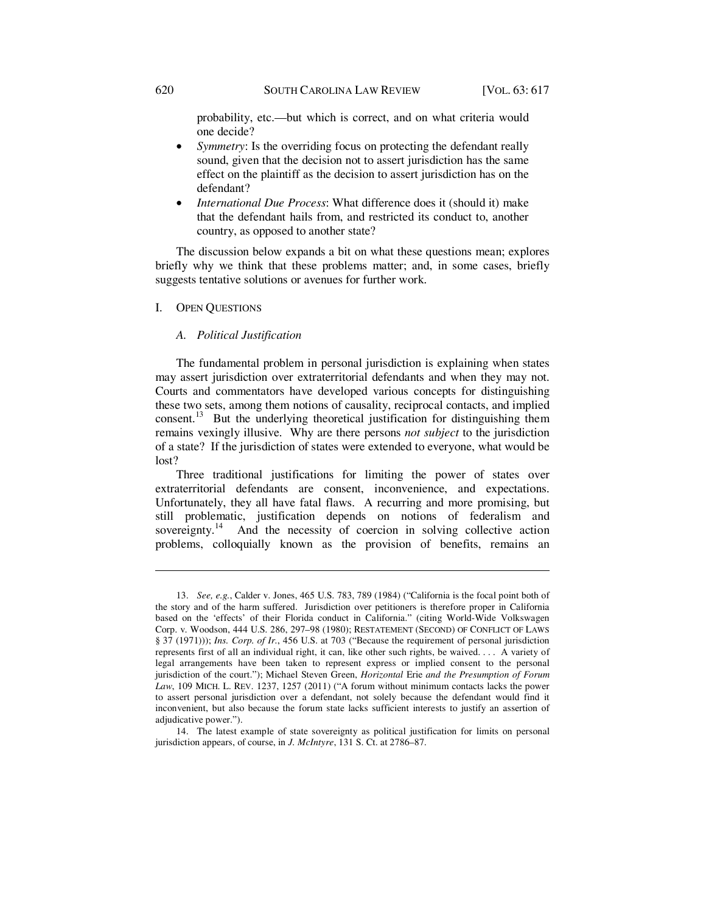probability, etc.—but which is correct, and on what criteria would one decide?

- *Symmetry*: Is the overriding focus on protecting the defendant really sound, given that the decision not to assert jurisdiction has the same effect on the plaintiff as the decision to assert jurisdiction has on the defendant?
- *International Due Process*: What difference does it (should it) make that the defendant hails from, and restricted its conduct to, another country, as opposed to another state?

The discussion below expands a bit on what these questions mean; explores briefly why we think that these problems matter; and, in some cases, briefly suggests tentative solutions or avenues for further work.

## I. OPEN QUESTIONS

### *A. Political Justification*

The fundamental problem in personal jurisdiction is explaining when states may assert jurisdiction over extraterritorial defendants and when they may not. Courts and commentators have developed various concepts for distinguishing these two sets, among them notions of causality, reciprocal contacts, and implied consent.[13] But the underlying theoretical justification for distinguishing them remains vexingly illusive. Why are there persons *not subject* to the jurisdiction of a state? If the jurisdiction of states were extended to everyone, what would be lost?

Three traditional justifications for limiting the power of states over extraterritorial defendants are consent, inconvenience, and expectations. Unfortunately, they all have fatal flaws. A recurring and more promising, but still problematic, justification depends on notions of federalism and sovereignty.[14] And the necessity of coercion in solving collective action problems, colloquially known as the provision of benefits, remains an

---

13. *See, e.g.*, Calder v. Jones, 465 U.S. 783, 789 (1984) ("California is the focal point both of the story and of the harm suffered. Jurisdiction over petitioners is therefore proper in California based on the 'effects' of their Florida conduct in California." (citing World-Wide Volkswagen Corp. v. Woodson, 444 U.S. 286, 297–98 (1980); RESTATEMENT (SECOND) OF CONFLICT OF LAWS § 37 (1971))); *Ins. Corp. of Ir.*, 456 U.S. at 703 ("Because the requirement of personal jurisdiction represents first of all an individual right, it can, like other such rights, be waived. . . . A variety of legal arrangements have been taken to represent express or implied consent to the personal jurisdiction of the court."); Michael Steven Green, *Horizontal* Erie *and the Presumption of Forum Law*, 109 MICH. L. REV. 1237, 1257 (2011) ("A forum without minimum contacts lacks the power to assert personal jurisdiction over a defendant, not solely because the defendant would find it inconvenient, but also because the forum state lacks sufficient interests to justify an assertion of adjudicative power.").

14. The latest example of state sovereignty as political justification for limits on personal jurisdiction appears, of course, in *J. McIntyre*, 131 S. Ct. at 2786–87.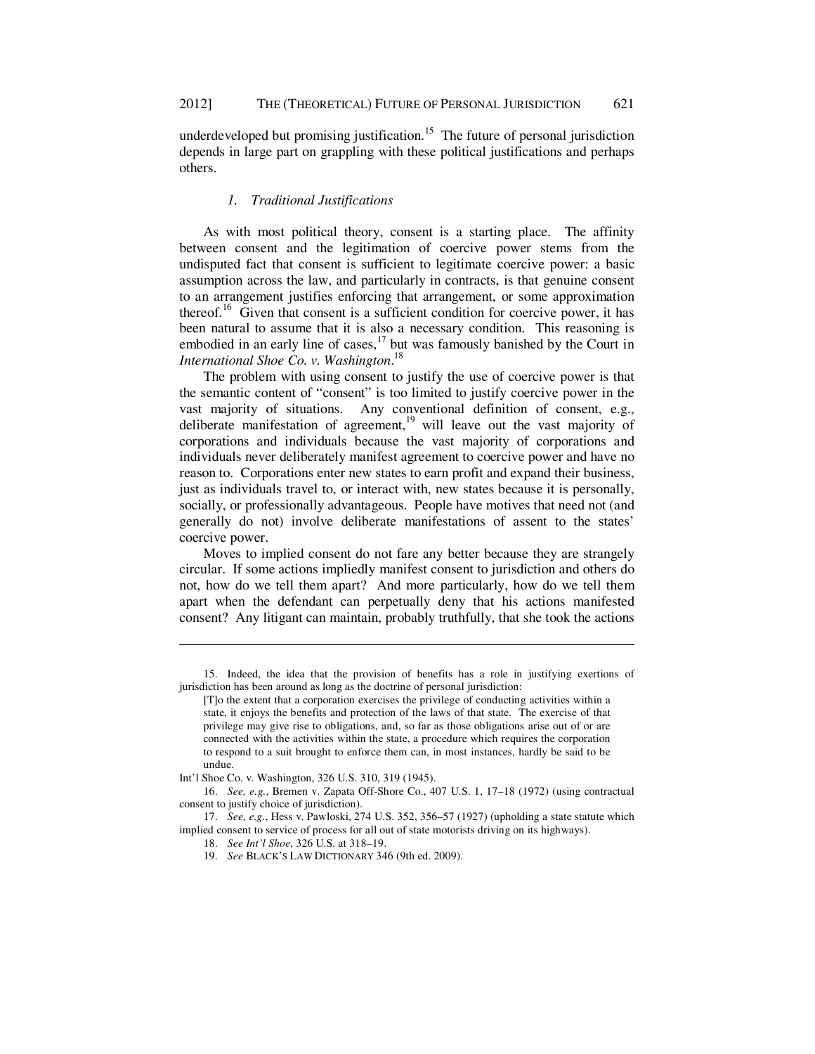underdeveloped but promising justification.[15] The future of personal jurisdiction depends in large part on grappling with these political justifications and perhaps others.

### *1. Traditional Justifications*

As with most political theory, consent is a starting place. The affinity between consent and the legitimation of coercive power stems from the undisputed fact that consent is sufficient to legitimate coercive power: a basic assumption across the law, and particularly in contracts, is that genuine consent to an arrangement justifies enforcing that arrangement, or some approximation thereof.[16] Given that consent is a sufficient condition for coercive power, it has been natural to assume that it is also a necessary condition. This reasoning is embodied in an early line of cases,[17] but was famously banished by the Court in *International Shoe Co. v. Washington*.[18]

The problem with using consent to justify the use of coercive power is that the semantic content of "consent" is too limited to justify coercive power in the vast majority of situations. Any conventional definition of consent, e.g., deliberate manifestation of agreement,[19] will leave out the vast majority of corporations and individuals because the vast majority of corporations and individuals never deliberately manifest agreement to coercive power and have no reason to. Corporations enter new states to earn profit and expand their business, just as individuals travel to, or interact with, new states because it is personally, socially, or professionally advantageous. People have motives that need not (and generally do not) involve deliberate manifestations of assent to the states' coercive power.

Moves to implied consent do not fare any better because they are strangely circular. If some actions impliedly manifest consent to jurisdiction and others do not, how do we tell them apart? And more particularly, how do we tell them apart when the defendant can perpetually deny that his actions manifested consent? Any litigant can maintain, probably truthfully, that she took the actions

---

15. Indeed, the idea that the provision of benefits has a role in justifying exertions of jurisdiction has been around as long as the doctrine of personal jurisdiction:

> [T]o the extent that a corporation exercises the privilege of conducting activities within a state, it enjoys the benefits and protection of the laws of that state. The exercise of that privilege may give rise to obligations, and, so far as those obligations arise out of or are connected with the activities within the state, a procedure which requires the corporation to respond to a suit brought to enforce them can, in most instances, hardly be said to be undue.

Int'l Shoe Co. v. Washington, 326 U.S. 310, 319 (1945).

16. *See, e.g.*, Bremen v. Zapata Off-Shore Co., 407 U.S. 1, 17–18 (1972) (using contractual consent to justify choice of jurisdiction).

17. *See, e.g.*, Hess v. Pawloski, 274 U.S. 352, 356–57 (1927) (upholding a state statute which implied consent to service of process for all out of state motorists driving on its highways).

18. *See Int'l Shoe*, 326 U.S. at 318–19.

19. *See* BLACK'S LAW DICTIONARY 346 (9th ed. 2009).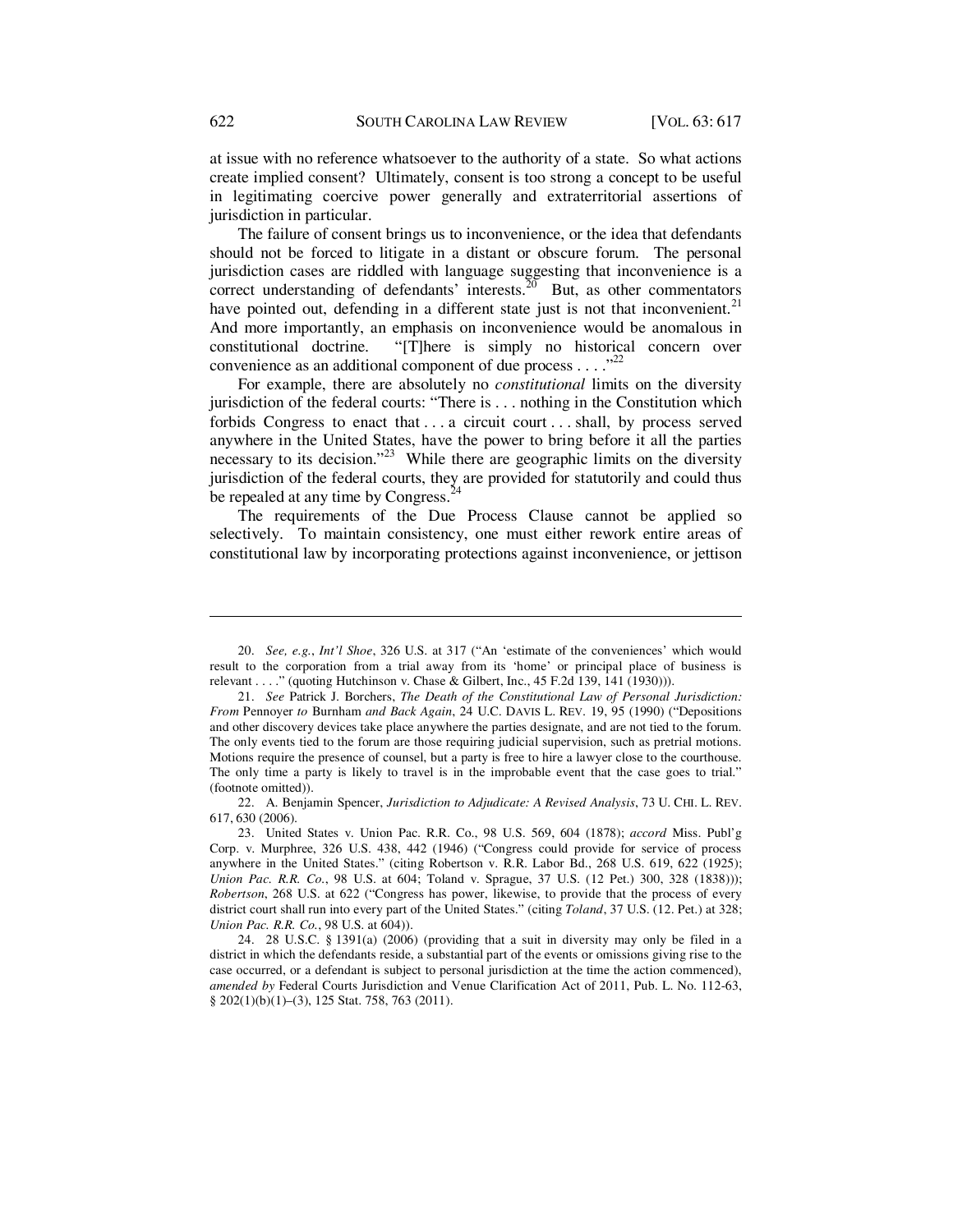at issue with no reference whatsoever to the authority of a state. So what actions create implied consent? Ultimately, consent is too strong a concept to be useful in legitimating coercive power generally and extraterritorial assertions of jurisdiction in particular.

The failure of consent brings us to inconvenience, or the idea that defendants should not be forced to litigate in a distant or obscure forum. The personal jurisdiction cases are riddled with language suggesting that inconvenience is a correct understanding of defendants' interests.[20] But, as other commentators have pointed out, defending in a different state just is not that inconvenient.[21] And more importantly, an emphasis on inconvenience would be anomalous in constitutional doctrine. "[T]here is simply no historical concern over convenience as an additional component of due process . . . ."[22]

For example, there are absolutely no *constitutional* limits on the diversity jurisdiction of the federal courts: "There is . . . nothing in the Constitution which forbids Congress to enact that . . . a circuit court . . . shall, by process served anywhere in the United States, have the power to bring before it all the parties necessary to its decision."[23] While there are geographic limits on the diversity jurisdiction of the federal courts, they are provided for statutorily and could thus be repealed at any time by Congress.[24]

The requirements of the Due Process Clause cannot be applied so selectively. To maintain consistency, one must either rework entire areas of constitutional law by incorporating protections against inconvenience, or jettison

---

20. *See, e.g.*, *Int'l Shoe*, 326 U.S. at 317 ("An 'estimate of the conveniences' which would result to the corporation from a trial away from its 'home' or principal place of business is relevant . . . ." (quoting Hutchinson v. Chase & Gilbert, Inc., 45 F.2d 139, 141 (1930))).

21. *See* Patrick J. Borchers, *The Death of the Constitutional Law of Personal Jurisdiction: From* Pennoyer *to* Burnham *and Back Again*, 24 U.C. DAVIS L. REV. 19, 95 (1990) ("Depositions and other discovery devices take place anywhere the parties designate, and are not tied to the forum. The only events tied to the forum are those requiring judicial supervision, such as pretrial motions. Motions require the presence of counsel, but a party is free to hire a lawyer close to the courthouse. The only time a party is likely to travel is in the improbable event that the case goes to trial." (footnote omitted)).

22. A. Benjamin Spencer, *Jurisdiction to Adjudicate: A Revised Analysis*, 73 U. CHI. L. REV. 617, 630 (2006).

23. United States v. Union Pac. R.R. Co., 98 U.S. 569, 604 (1878); *accord* Miss. Publ'g Corp. v. Murphree, 326 U.S. 438, 442 (1946) ("Congress could provide for service of process anywhere in the United States." (citing Robertson v. R.R. Labor Bd., 268 U.S. 619, 622 (1925); *Union Pac. R.R. Co.*, 98 U.S. at 604; Toland v. Sprague, 37 U.S. (12 Pet.) 300, 328 (1838))); *Robertson*, 268 U.S. at 622 ("Congress has power, likewise, to provide that the process of every district court shall run into every part of the United States." (citing *Toland*, 37 U.S. (12. Pet.) at 328; *Union Pac. R.R. Co.*, 98 U.S. at 604)).

24. 28 U.S.C. § 1391(a) (2006) (providing that a suit in diversity may only be filed in a district in which the defendants reside, a substantial part of the events or omissions giving rise to the case occurred, or a defendant is subject to personal jurisdiction at the time the action commenced), *amended by* Federal Courts Jurisdiction and Venue Clarification Act of 2011, Pub. L. No. 112-63, § 202(1)(b)(1)–(3), 125 Stat. 758, 763 (2011).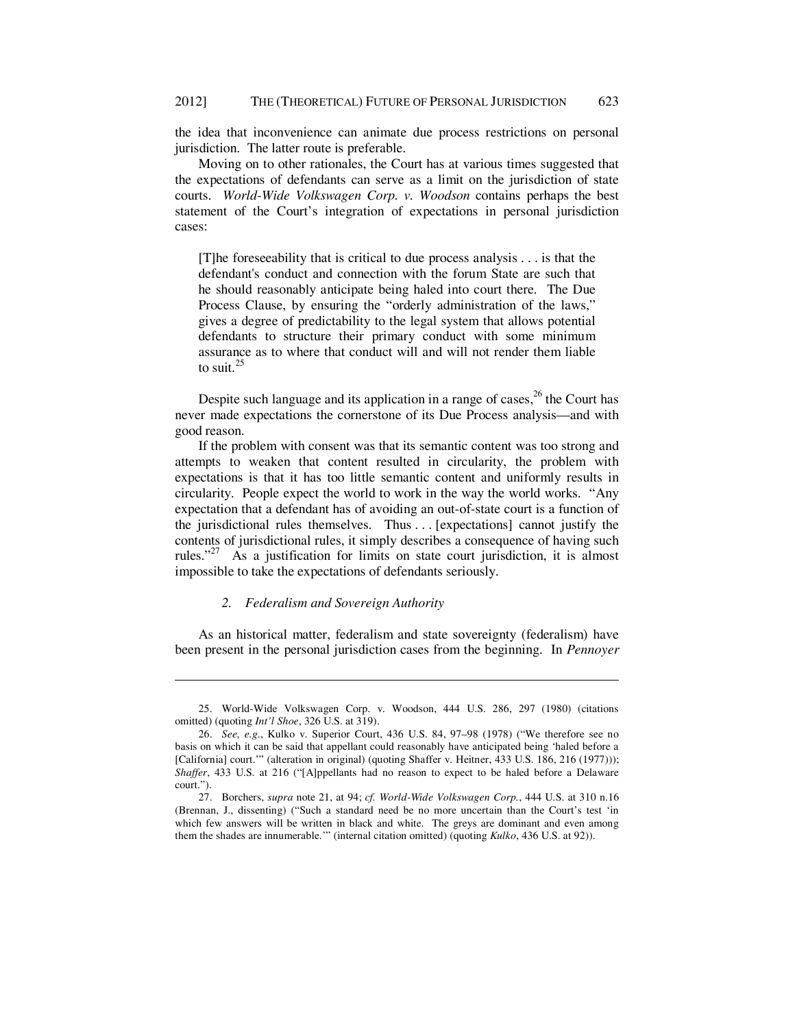the idea that inconvenience can animate due process restrictions on personal jurisdiction. The latter route is preferable.

Moving on to other rationales, the Court has at various times suggested that the expectations of defendants can serve as a limit on the jurisdiction of state courts. *World-Wide Volkswagen Corp. v. Woodson* contains perhaps the best statement of the Court's integration of expectations in personal jurisdiction cases:

> [T]he foreseeability that is critical to due process analysis . . . is that the defendant's conduct and connection with the forum State are such that he should reasonably anticipate being haled into court there. The Due Process Clause, by ensuring the "orderly administration of the laws," gives a degree of predictability to the legal system that allows potential defendants to structure their primary conduct with some minimum assurance as to where that conduct will and will not render them liable to suit.[25]

Despite such language and its application in a range of cases,[26] the Court has never made expectations the cornerstone of its Due Process analysis—and with good reason.

If the problem with consent was that its semantic content was too strong and attempts to weaken that content resulted in circularity, the problem with expectations is that it has too little semantic content and uniformly results in circularity. People expect the world to work in the way the world works. "Any expectation that a defendant has of avoiding an out-of-state court is a function of the jurisdictional rules themselves. Thus . . . [expectations] cannot justify the contents of jurisdictional rules, it simply describes a consequence of having such rules."[27] As a justification for limits on state court jurisdiction, it is almost impossible to take the expectations of defendants seriously.

### *2. Federalism and Sovereign Authority*

As an historical matter, federalism and state sovereignty (federalism) have been present in the personal jurisdiction cases from the beginning. In *Pennoyer*

---

25. World-Wide Volkswagen Corp. v. Woodson, 444 U.S. 286, 297 (1980) (citations omitted) (quoting *Int'l Shoe*, 326 U.S. at 319).

26. *See, e.g.*, Kulko v. Superior Court, 436 U.S. 84, 97–98 (1978) ("We therefore see no basis on which it can be said that appellant could reasonably have anticipated being 'haled before a [California] court.'" (alteration in original) (quoting Shaffer v. Heitner, 433 U.S. 186, 216 (1977))); *Shaffer*, 433 U.S. at 216 ("[A]ppellants had no reason to expect to be haled before a Delaware court.").

27. Borchers, *supra* note 21, at 94; *cf. World-Wide Volkswagen Corp.*, 444 U.S. at 310 n.16 (Brennan, J., dissenting) ("Such a standard need be no more uncertain than the Court's test 'in which few answers will be written in black and white. The greys are dominant and even among them the shades are innumerable.'" (internal citation omitted) (quoting *Kulko*, 436 U.S. at 92)).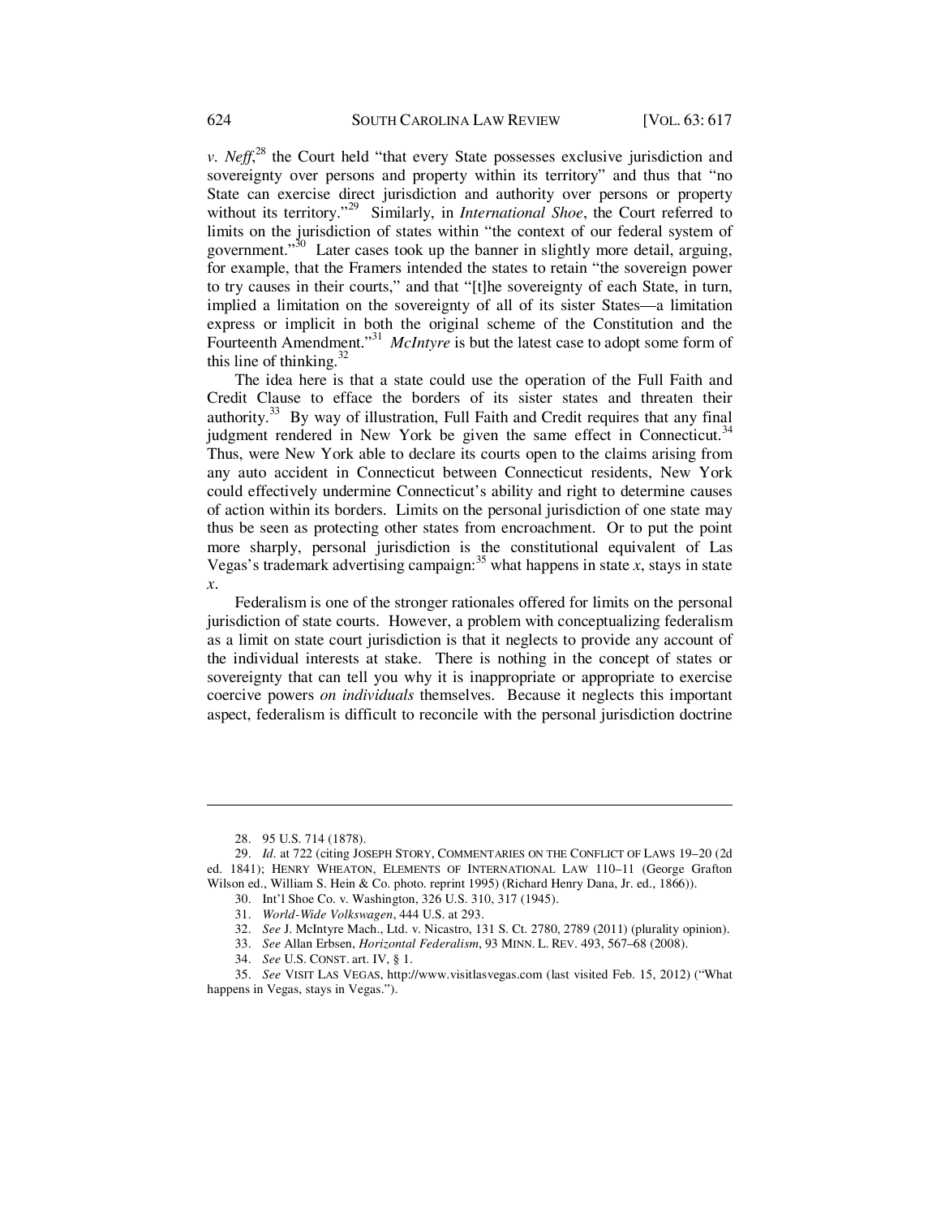*v. Neff*,[28] the Court held "that every State possesses exclusive jurisdiction and sovereignty over persons and property within its territory" and thus that "no State can exercise direct jurisdiction and authority over persons or property without its territory."[29] Similarly, in *International Shoe*, the Court referred to limits on the jurisdiction of states within "the context of our federal system of government."[30] Later cases took up the banner in slightly more detail, arguing, for example, that the Framers intended the states to retain "the sovereign power to try causes in their courts," and that "[t]he sovereignty of each State, in turn, implied a limitation on the sovereignty of all of its sister States—a limitation express or implicit in both the original scheme of the Constitution and the Fourteenth Amendment."[31] *McIntyre* is but the latest case to adopt some form of this line of thinking.[32]

The idea here is that a state could use the operation of the Full Faith and Credit Clause to efface the borders of its sister states and threaten their authority.[33] By way of illustration, Full Faith and Credit requires that any final judgment rendered in New York be given the same effect in Connecticut.[34] Thus, were New York able to declare its courts open to the claims arising from any auto accident in Connecticut between Connecticut residents, New York could effectively undermine Connecticut's ability and right to determine causes of action within its borders. Limits on the personal jurisdiction of one state may thus be seen as protecting other states from encroachment. Or to put the point more sharply, personal jurisdiction is the constitutional equivalent of Las Vegas's trademark advertising campaign:[35] what happens in state *x*, stays in state *x*.

Federalism is one of the stronger rationales offered for limits on the personal jurisdiction of state courts. However, a problem with conceptualizing federalism as a limit on state court jurisdiction is that it neglects to provide any account of the individual interests at stake. There is nothing in the concept of states or sovereignty that can tell you why it is inappropriate or appropriate to exercise coercive powers *on individuals* themselves. Because it neglects this important aspect, federalism is difficult to reconcile with the personal jurisdiction doctrine

---

28. 95 U.S. 714 (1878).

29. *Id.* at 722 (citing JOSEPH STORY, COMMENTARIES ON THE CONFLICT OF LAWS 19–20 (2d ed. 1841); HENRY WHEATON, ELEMENTS OF INTERNATIONAL LAW 110–11 (George Grafton Wilson ed., William S. Hein & Co. photo. reprint 1995) (Richard Henry Dana, Jr. ed., 1866)).

30. Int'l Shoe Co. v. Washington, 326 U.S. 310, 317 (1945).

31. *World-Wide Volkswagen*, 444 U.S. at 293.

32. *See* J. McIntyre Mach., Ltd. v. Nicastro, 131 S. Ct. 2780, 2789 (2011) (plurality opinion).

33. *See* Allan Erbsen, *Horizontal Federalism*, 93 MINN. L. REV. 493, 567–68 (2008).

34. *See* U.S. CONST. art. IV, § 1.

35. *See* VISIT LAS VEGAS, http://www.visitlasvegas.com (last visited Feb. 15, 2012) ("What happens in Vegas, stays in Vegas.").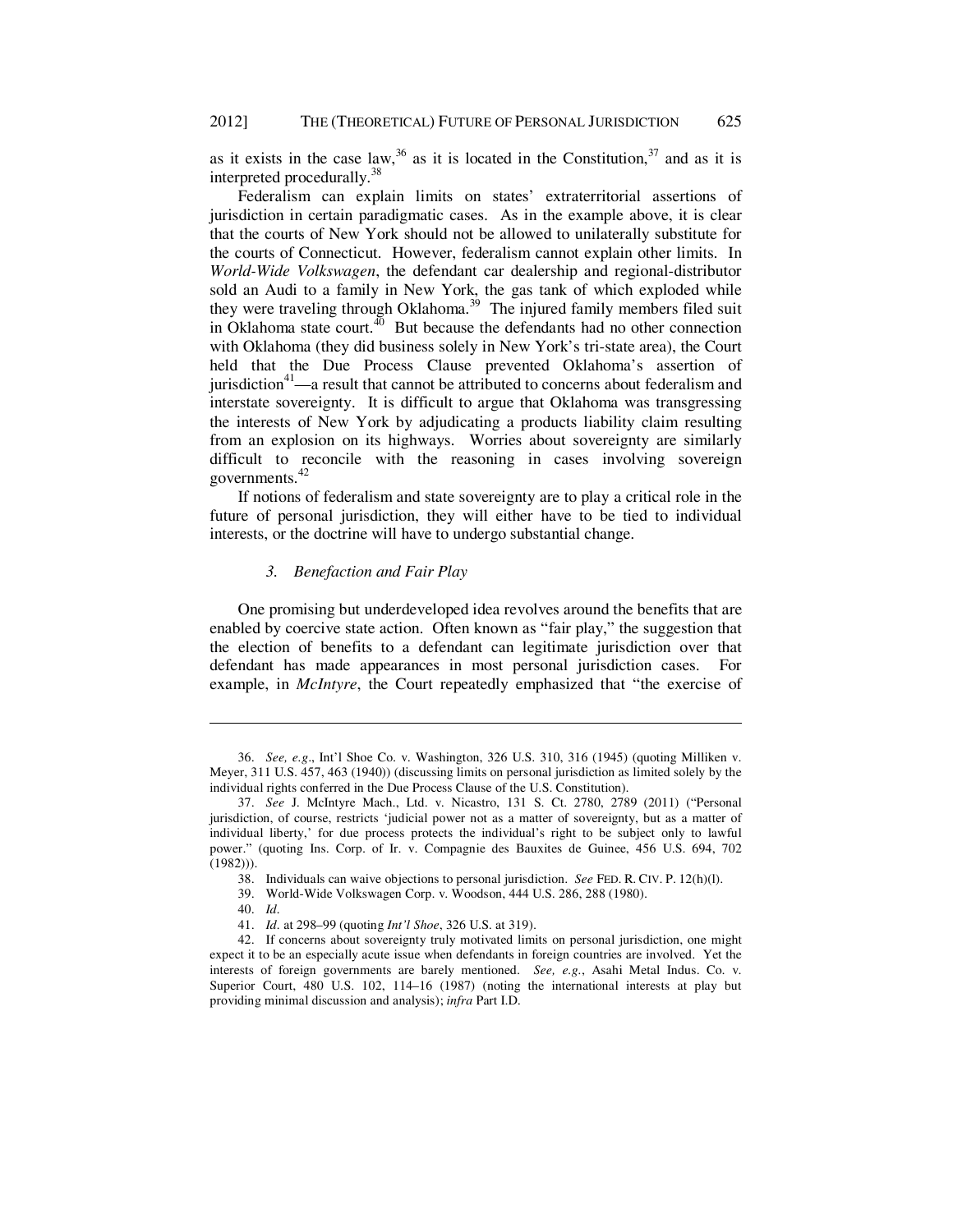as it exists in the case law,[36] as it is located in the Constitution,[37] and as it is interpreted procedurally.[38]

Federalism can explain limits on states' extraterritorial assertions of jurisdiction in certain paradigmatic cases. As in the example above, it is clear that the courts of New York should not be allowed to unilaterally substitute for the courts of Connecticut. However, federalism cannot explain other limits. In *World-Wide Volkswagen*, the defendant car dealership and regional-distributor sold an Audi to a family in New York, the gas tank of which exploded while they were traveling through Oklahoma.[39] The injured family members filed suit in Oklahoma state court.[40] But because the defendants had no other connection with Oklahoma (they did business solely in New York's tri-state area), the Court held that the Due Process Clause prevented Oklahoma's assertion of jurisdiction[41]—a result that cannot be attributed to concerns about federalism and interstate sovereignty. It is difficult to argue that Oklahoma was transgressing the interests of New York by adjudicating a products liability claim resulting from an explosion on its highways. Worries about sovereignty are similarly difficult to reconcile with the reasoning in cases involving sovereign governments.[42]

If notions of federalism and state sovereignty are to play a critical role in the future of personal jurisdiction, they will either have to be tied to individual interests, or the doctrine will have to undergo substantial change.

### *3. Benefaction and Fair Play*

One promising but underdeveloped idea revolves around the benefits that are enabled by coercive state action. Often known as "fair play," the suggestion that the election of benefits to a defendant can legitimate jurisdiction over that defendant has made appearances in most personal jurisdiction cases. For example, in *McIntyre*, the Court repeatedly emphasized that "the exercise of

---

36. *See, e.g*., Int'l Shoe Co. v. Washington, 326 U.S. 310, 316 (1945) (quoting Milliken v. Meyer, 311 U.S. 457, 463 (1940)) (discussing limits on personal jurisdiction as limited solely by the individual rights conferred in the Due Process Clause of the U.S. Constitution).

37. *See* J. McIntyre Mach., Ltd. v. Nicastro, 131 S. Ct. 2780, 2789 (2011) ("Personal jurisdiction, of course, restricts 'judicial power not as a matter of sovereignty, but as a matter of individual liberty,' for due process protects the individual's right to be subject only to lawful power." (quoting Ins. Corp. of Ir. v. Compagnie des Bauxites de Guinee, 456 U.S. 694, 702 (1982))).

38. Individuals can waive objections to personal jurisdiction. *See* FED. R. CIV. P. 12(h)(l).

39. World-Wide Volkswagen Corp. v. Woodson, 444 U.S. 286, 288 (1980).

40. *Id*.

41. *Id*. at 298–99 (quoting *Int'l Shoe*, 326 U.S. at 319).

42. If concerns about sovereignty truly motivated limits on personal jurisdiction, one might expect it to be an especially acute issue when defendants in foreign countries are involved. Yet the interests of foreign governments are barely mentioned. *See, e.g.*, Asahi Metal Indus. Co. v. Superior Court, 480 U.S. 102, 114–16 (1987) (noting the international interests at play but providing minimal discussion and analysis); *infra* Part I.D.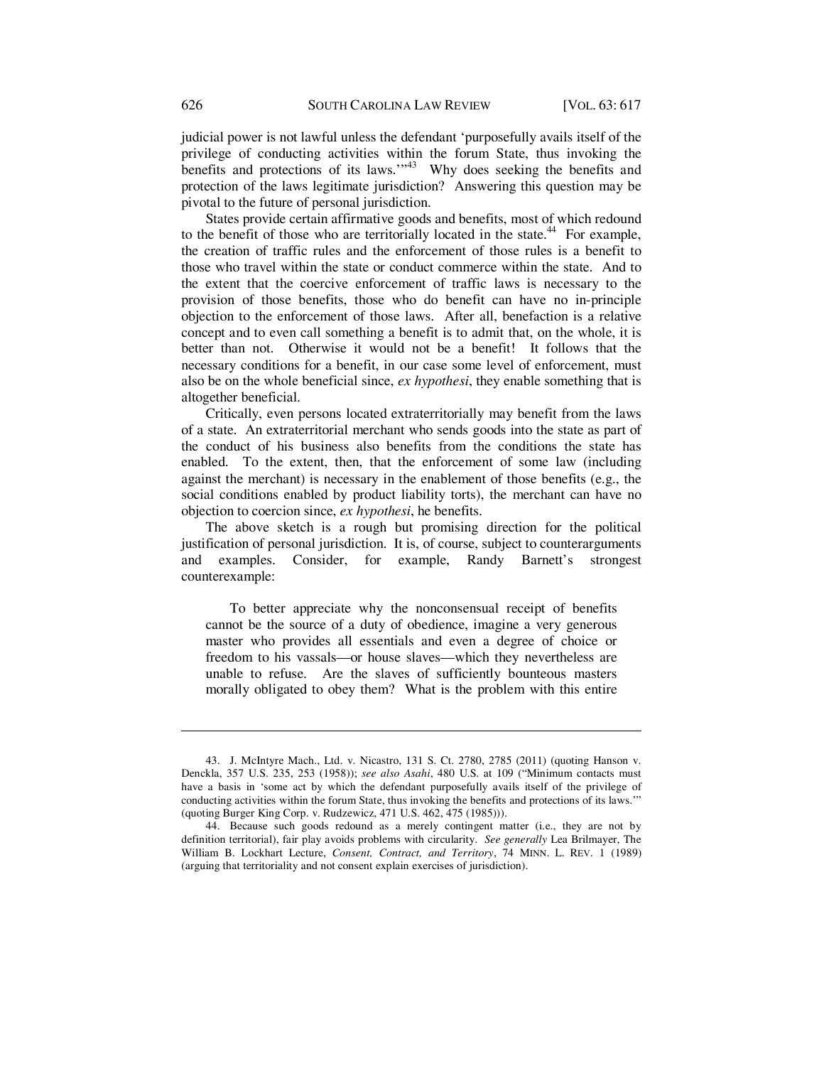judicial power is not lawful unless the defendant 'purposefully avails itself of the privilege of conducting activities within the forum State, thus invoking the benefits and protections of its laws.'"[43] Why does seeking the benefits and protection of the laws legitimate jurisdiction? Answering this question may be pivotal to the future of personal jurisdiction.

States provide certain affirmative goods and benefits, most of which redound to the benefit of those who are territorially located in the state.[44] For example, the creation of traffic rules and the enforcement of those rules is a benefit to those who travel within the state or conduct commerce within the state. And to the extent that the coercive enforcement of traffic laws is necessary to the provision of those benefits, those who do benefit can have no in-principle objection to the enforcement of those laws. After all, benefaction is a relative concept and to even call something a benefit is to admit that, on the whole, it is better than not. Otherwise it would not be a benefit! It follows that the necessary conditions for a benefit, in our case some level of enforcement, must also be on the whole beneficial since, *ex hypothesi*, they enable something that is altogether beneficial.

Critically, even persons located extraterritorially may benefit from the laws of a state. An extraterritorial merchant who sends goods into the state as part of the conduct of his business also benefits from the conditions the state has enabled. To the extent, then, that the enforcement of some law (including against the merchant) is necessary in the enablement of those benefits (e.g., the social conditions enabled by product liability torts), the merchant can have no objection to coercion since, *ex hypothesi*, he benefits.

The above sketch is a rough but promising direction for the political justification of personal jurisdiction. It is, of course, subject to counterarguments and examples. Consider, for example, Randy Barnett's strongest counterexample:

> To better appreciate why the nonconsensual receipt of benefits cannot be the source of a duty of obedience, imagine a very generous master who provides all essentials and even a degree of choice or freedom to his vassals—or house slaves—which they nevertheless are unable to refuse. Are the slaves of sufficiently bounteous masters morally obligated to obey them? What is the problem with this entire

---

43. J. McIntyre Mach., Ltd. v. Nicastro, 131 S. Ct. 2780, 2785 (2011) (quoting Hanson v. Denckla, 357 U.S. 235, 253 (1958)); *see also Asahi*, 480 U.S. at 109 ("Minimum contacts must have a basis in 'some act by which the defendant purposefully avails itself of the privilege of conducting activities within the forum State, thus invoking the benefits and protections of its laws.'" (quoting Burger King Corp. v. Rudzewicz, 471 U.S. 462, 475 (1985))).

44. Because such goods redound as a merely contingent matter (i.e., they are not by definition territorial), fair play avoids problems with circularity. *See generally* Lea Brilmayer, The William B. Lockhart Lecture, *Consent, Contract, and Territory*, 74 MINN. L. REV. 1 (1989) (arguing that territoriality and not consent explain exercises of jurisdiction).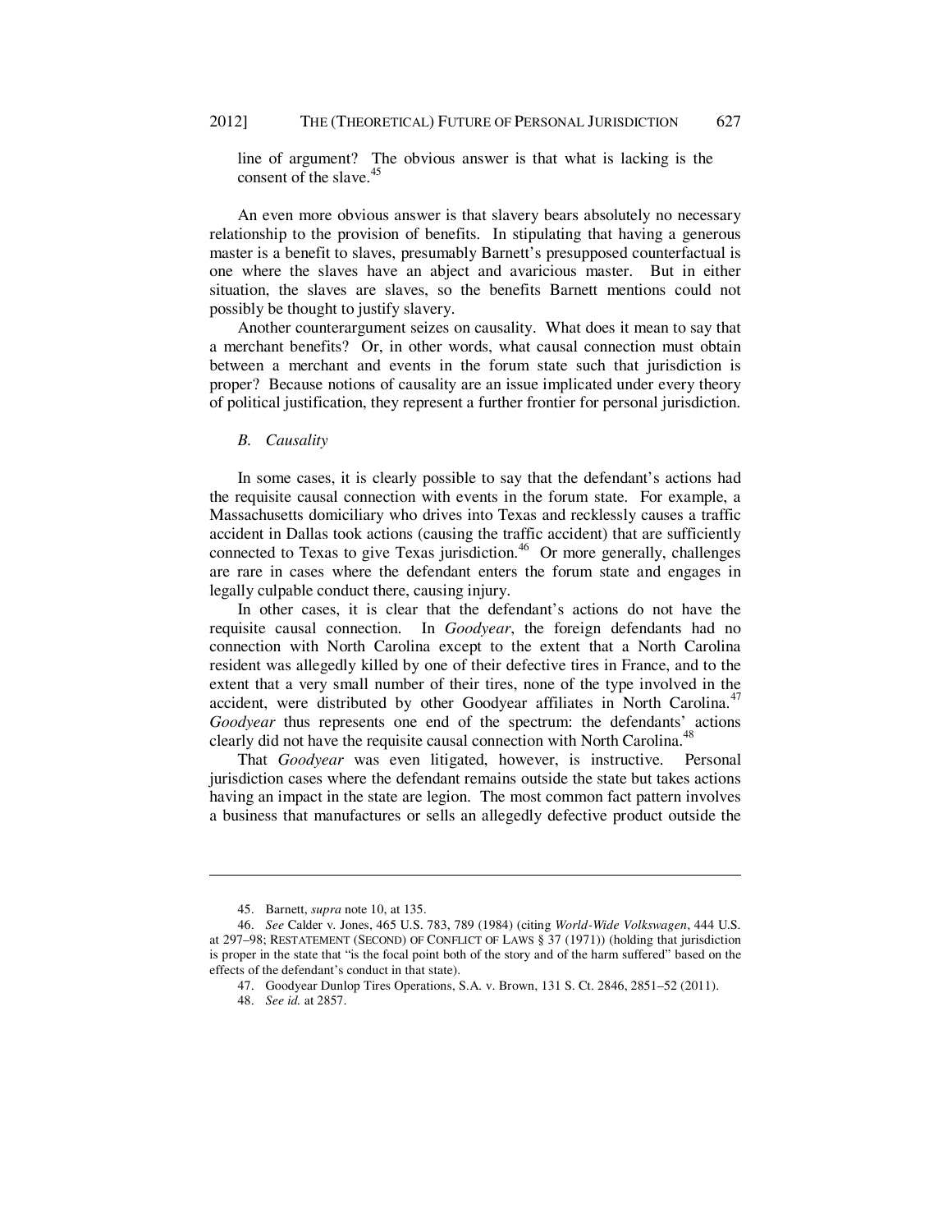line of argument? The obvious answer is that what is lacking is the consent of the slave.[45]

An even more obvious answer is that slavery bears absolutely no necessary relationship to the provision of benefits. In stipulating that having a generous master is a benefit to slaves, presumably Barnett's presupposed counterfactual is one where the slaves have an abject and avaricious master. But in either situation, the slaves are slaves, so the benefits Barnett mentions could not possibly be thought to justify slavery.

Another counterargument seizes on causality. What does it mean to say that a merchant benefits? Or, in other words, what causal connection must obtain between a merchant and events in the forum state such that jurisdiction is proper? Because notions of causality are an issue implicated under every theory of political justification, they represent a further frontier for personal jurisdiction.

### *B. Causality*

In some cases, it is clearly possible to say that the defendant's actions had the requisite causal connection with events in the forum state. For example, a Massachusetts domiciliary who drives into Texas and recklessly causes a traffic accident in Dallas took actions (causing the traffic accident) that are sufficiently connected to Texas to give Texas jurisdiction.[46] Or more generally, challenges are rare in cases where the defendant enters the forum state and engages in legally culpable conduct there, causing injury.

In other cases, it is clear that the defendant's actions do not have the requisite causal connection. In *Goodyear*, the foreign defendants had no connection with North Carolina except to the extent that a North Carolina resident was allegedly killed by one of their defective tires in France, and to the extent that a very small number of their tires, none of the type involved in the accident, were distributed by other Goodyear affiliates in North Carolina.[47] *Goodyear* thus represents one end of the spectrum: the defendants' actions clearly did not have the requisite causal connection with North Carolina.[48]

That *Goodyear* was even litigated, however, is instructive. Personal jurisdiction cases where the defendant remains outside the state but takes actions having an impact in the state are legion. The most common fact pattern involves a business that manufactures or sells an allegedly defective product outside the

---

45. Barnett, *supra* note 10, at 135.

46. *See* Calder v. Jones, 465 U.S. 783, 789 (1984) (citing *World-Wide Volkswagen*, 444 U.S. at 297–98; RESTATEMENT (SECOND) OF CONFLICT OF LAWS § 37 (1971)) (holding that jurisdiction is proper in the state that "is the focal point both of the story and of the harm suffered" based on the effects of the defendant's conduct in that state).

47. Goodyear Dunlop Tires Operations, S.A. v. Brown, 131 S. Ct. 2846, 2851–52 (2011).

48. *See id.* at 2857.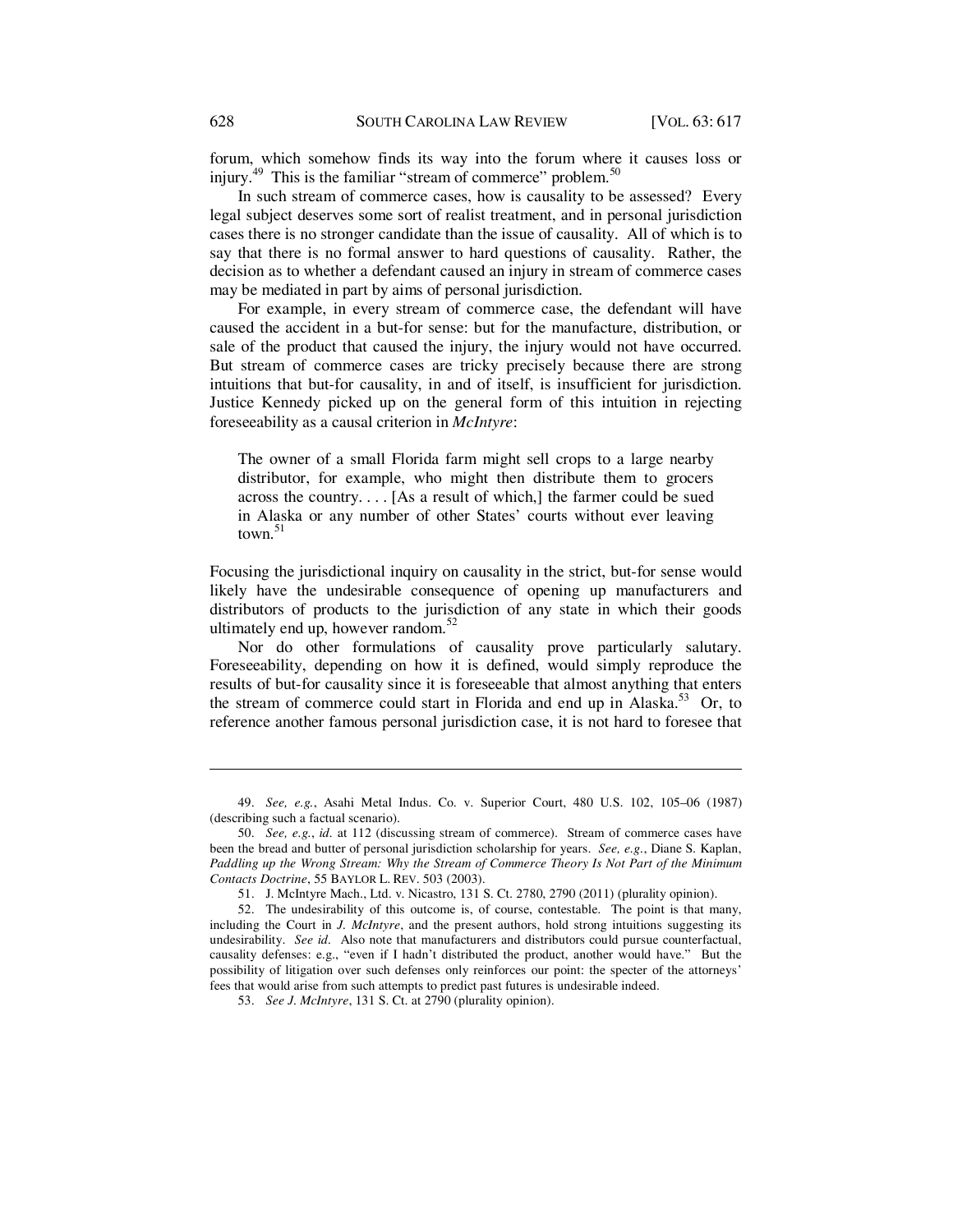forum, which somehow finds its way into the forum where it causes loss or injury.[49] This is the familiar "stream of commerce" problem.[50]

In such stream of commerce cases, how is causality to be assessed? Every legal subject deserves some sort of realist treatment, and in personal jurisdiction cases there is no stronger candidate than the issue of causality. All of which is to say that there is no formal answer to hard questions of causality. Rather, the decision as to whether a defendant caused an injury in stream of commerce cases may be mediated in part by aims of personal jurisdiction.

For example, in every stream of commerce case, the defendant will have caused the accident in a but-for sense: but for the manufacture, distribution, or sale of the product that caused the injury, the injury would not have occurred. But stream of commerce cases are tricky precisely because there are strong intuitions that but-for causality, in and of itself, is insufficient for jurisdiction. Justice Kennedy picked up on the general form of this intuition in rejecting foreseeability as a causal criterion in *McIntyre*:

> The owner of a small Florida farm might sell crops to a large nearby distributor, for example, who might then distribute them to grocers across the country. . . . [As a result of which,] the farmer could be sued in Alaska or any number of other States' courts without ever leaving town.[51]

Focusing the jurisdictional inquiry on causality in the strict, but-for sense would likely have the undesirable consequence of opening up manufacturers and distributors of products to the jurisdiction of any state in which their goods ultimately end up, however random.[52]

Nor do other formulations of causality prove particularly salutary. Foreseeability, depending on how it is defined, would simply reproduce the results of but-for causality since it is foreseeable that almost anything that enters the stream of commerce could start in Florida and end up in Alaska.[53] Or, to reference another famous personal jurisdiction case, it is not hard to foresee that

---

49. *See, e.g.*, Asahi Metal Indus. Co. v. Superior Court, 480 U.S. 102, 105–06 (1987) (describing such a factual scenario).

50. *See, e.g.*, *id.* at 112 (discussing stream of commerce). Stream of commerce cases have been the bread and butter of personal jurisdiction scholarship for years. *See, e.g.*, Diane S. Kaplan, *Paddling up the Wrong Stream: Why the Stream of Commerce Theory Is Not Part of the Minimum Contacts Doctrine*, 55 BAYLOR L. REV. 503 (2003).

51. J. McIntyre Mach., Ltd. v. Nicastro, 131 S. Ct. 2780, 2790 (2011) (plurality opinion).

52. The undesirability of this outcome is, of course, contestable. The point is that many, including the Court in *J. McIntyre*, and the present authors, hold strong intuitions suggesting its undesirability. *See id.* Also note that manufacturers and distributors could pursue counterfactual, causality defenses: e.g., "even if I hadn't distributed the product, another would have." But the possibility of litigation over such defenses only reinforces our point: the specter of the attorneys' fees that would arise from such attempts to predict past futures is undesirable indeed.

53. *See J. McIntyre*, 131 S. Ct. at 2790 (plurality opinion).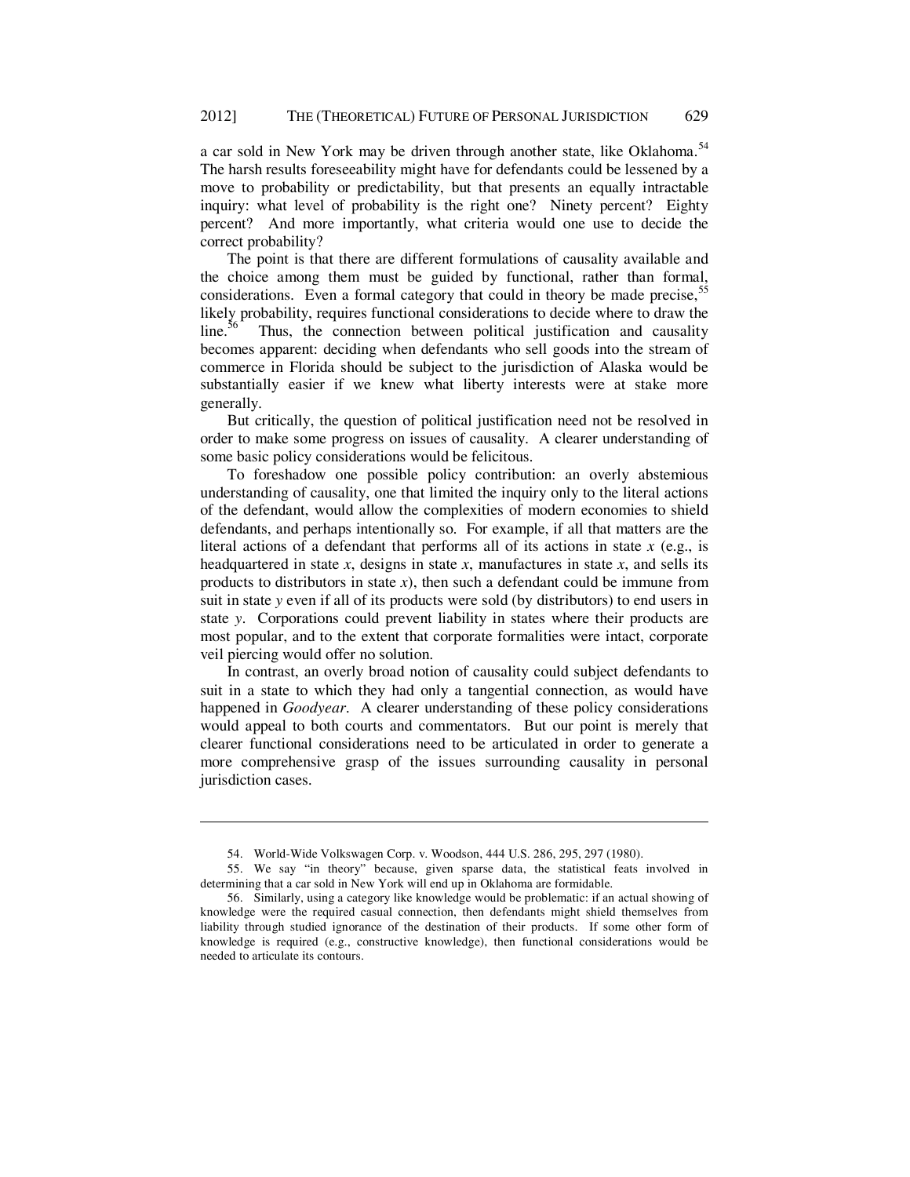a car sold in New York may be driven through another state, like Oklahoma.[54] The harsh results foreseeability might have for defendants could be lessened by a move to probability or predictability, but that presents an equally intractable inquiry: what level of probability is the right one? Ninety percent? Eighty percent? And more importantly, what criteria would one use to decide the correct probability?

The point is that there are different formulations of causality available and the choice among them must be guided by functional, rather than formal, considerations. Even a formal category that could in theory be made precise,[55] likely probability, requires functional considerations to decide where to draw the line.[56] Thus, the connection between political justification and causality becomes apparent: deciding when defendants who sell goods into the stream of commerce in Florida should be subject to the jurisdiction of Alaska would be substantially easier if we knew what liberty interests were at stake more generally.

But critically, the question of political justification need not be resolved in order to make some progress on issues of causality. A clearer understanding of some basic policy considerations would be felicitous.

To foreshadow one possible policy contribution: an overly abstemious understanding of causality, one that limited the inquiry only to the literal actions of the defendant, would allow the complexities of modern economies to shield defendants, and perhaps intentionally so. For example, if all that matters are the literal actions of a defendant that performs all of its actions in state *x* (e.g., is headquartered in state *x*, designs in state *x*, manufactures in state *x*, and sells its products to distributors in state *x*), then such a defendant could be immune from suit in state *y* even if all of its products were sold (by distributors) to end users in state *y*. Corporations could prevent liability in states where their products are most popular, and to the extent that corporate formalities were intact, corporate veil piercing would offer no solution.

In contrast, an overly broad notion of causality could subject defendants to suit in a state to which they had only a tangential connection, as would have happened in *Goodyear*. A clearer understanding of these policy considerations would appeal to both courts and commentators. But our point is merely that clearer functional considerations need to be articulated in order to generate a more comprehensive grasp of the issues surrounding causality in personal jurisdiction cases.

---

54. World-Wide Volkswagen Corp. v. Woodson, 444 U.S. 286, 295, 297 (1980).

55. We say "in theory" because, given sparse data, the statistical feats involved in determining that a car sold in New York will end up in Oklahoma are formidable.

56. Similarly, using a category like knowledge would be problematic: if an actual showing of knowledge were the required casual connection, then defendants might shield themselves from liability through studied ignorance of the destination of their products. If some other form of knowledge is required (e.g., constructive knowledge), then functional considerations would be needed to articulate its contours.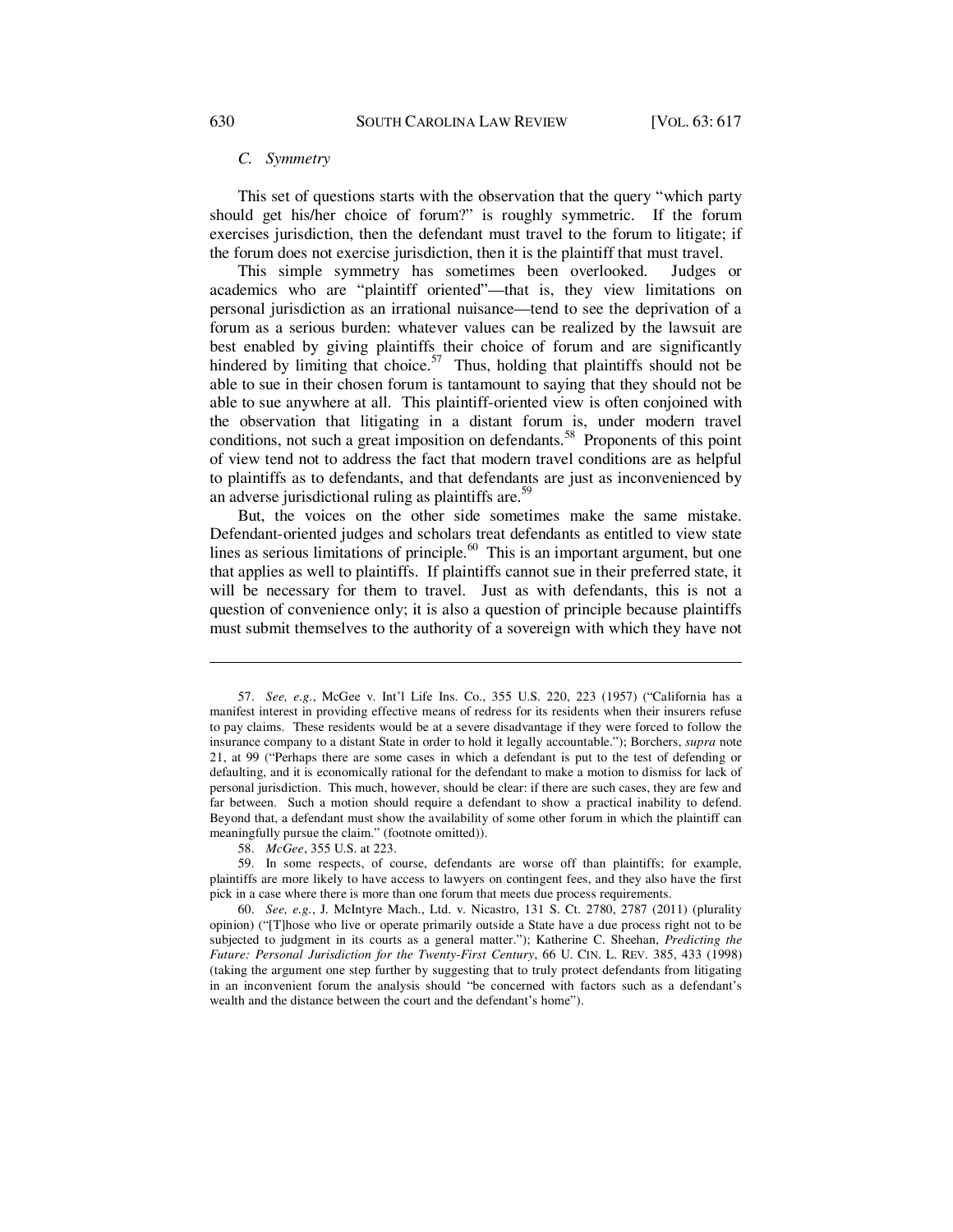### C. Symmetry

This set of questions starts with the observation that the query "which party should get his/her choice of forum?" is roughly symmetric. If the forum exercises jurisdiction, then the defendant must travel to the forum to litigate; if the forum does not exercise jurisdiction, then it is the plaintiff that must travel.

This simple symmetry has sometimes been overlooked. Judges or academics who are "plaintiff oriented"—that is, they view limitations on personal jurisdiction as an irrational nuisance—tend to see the deprivation of a forum as a serious burden: whatever values can be realized by the lawsuit are best enabled by giving plaintiffs their choice of forum and are significantly hindered by limiting that choice.[57] Thus, holding that plaintiffs should not be able to sue in their chosen forum is tantamount to saying that they should not be able to sue anywhere at all. This plaintiff-oriented view is often conjoined with the observation that litigating in a distant forum is, under modern travel conditions, not such a great imposition on defendants.[58] Proponents of this point of view tend not to address the fact that modern travel conditions are as helpful to plaintiffs as to defendants, and that defendants are just as inconvenienced by an adverse jurisdictional ruling as plaintiffs are.[59]

But, the voices on the other side sometimes make the same mistake. Defendant-oriented judges and scholars treat defendants as entitled to view state lines as serious limitations of principle.[60] This is an important argument, but one that applies as well to plaintiffs. If plaintiffs cannot sue in their preferred state, it will be necessary for them to travel. Just as with defendants, this is not a question of convenience only; it is also a question of principle because plaintiffs must submit themselves to the authority of a sovereign with which they have not

---

57. *See, e.g.*, McGee v. Int'l Life Ins. Co., 355 U.S. 220, 223 (1957) ("California has a manifest interest in providing effective means of redress for its residents when their insurers refuse to pay claims. These residents would be at a severe disadvantage if they were forced to follow the insurance company to a distant State in order to hold it legally accountable."); Borchers, *supra* note 21, at 99 ("Perhaps there are some cases in which a defendant is put to the test of defending or defaulting, and it is economically rational for the defendant to make a motion to dismiss for lack of personal jurisdiction. This much, however, should be clear: if there are such cases, they are few and far between. Such a motion should require a defendant to show a practical inability to defend. Beyond that, a defendant must show the availability of some other forum in which the plaintiff can meaningfully pursue the claim." (footnote omitted)).

58. *McGee*, 355 U.S. at 223.

59. In some respects, of course, defendants are worse off than plaintiffs; for example, plaintiffs are more likely to have access to lawyers on contingent fees, and they also have the first pick in a case where there is more than one forum that meets due process requirements.

60. *See, e.g.*, J. McIntyre Mach., Ltd. v. Nicastro, 131 S. Ct. 2780, 2787 (2011) (plurality opinion) ("[T]hose who live or operate primarily outside a State have a due process right not to be subjected to judgment in its courts as a general matter."); Katherine C. Sheehan, *Predicting the Future: Personal Jurisdiction for the Twenty-First Century*, 66 U. CIN. L. REV. 385, 433 (1998) (taking the argument one step further by suggesting that to truly protect defendants from litigating in an inconvenient forum the analysis should "be concerned with factors such as a defendant's wealth and the distance between the court and the defendant's home").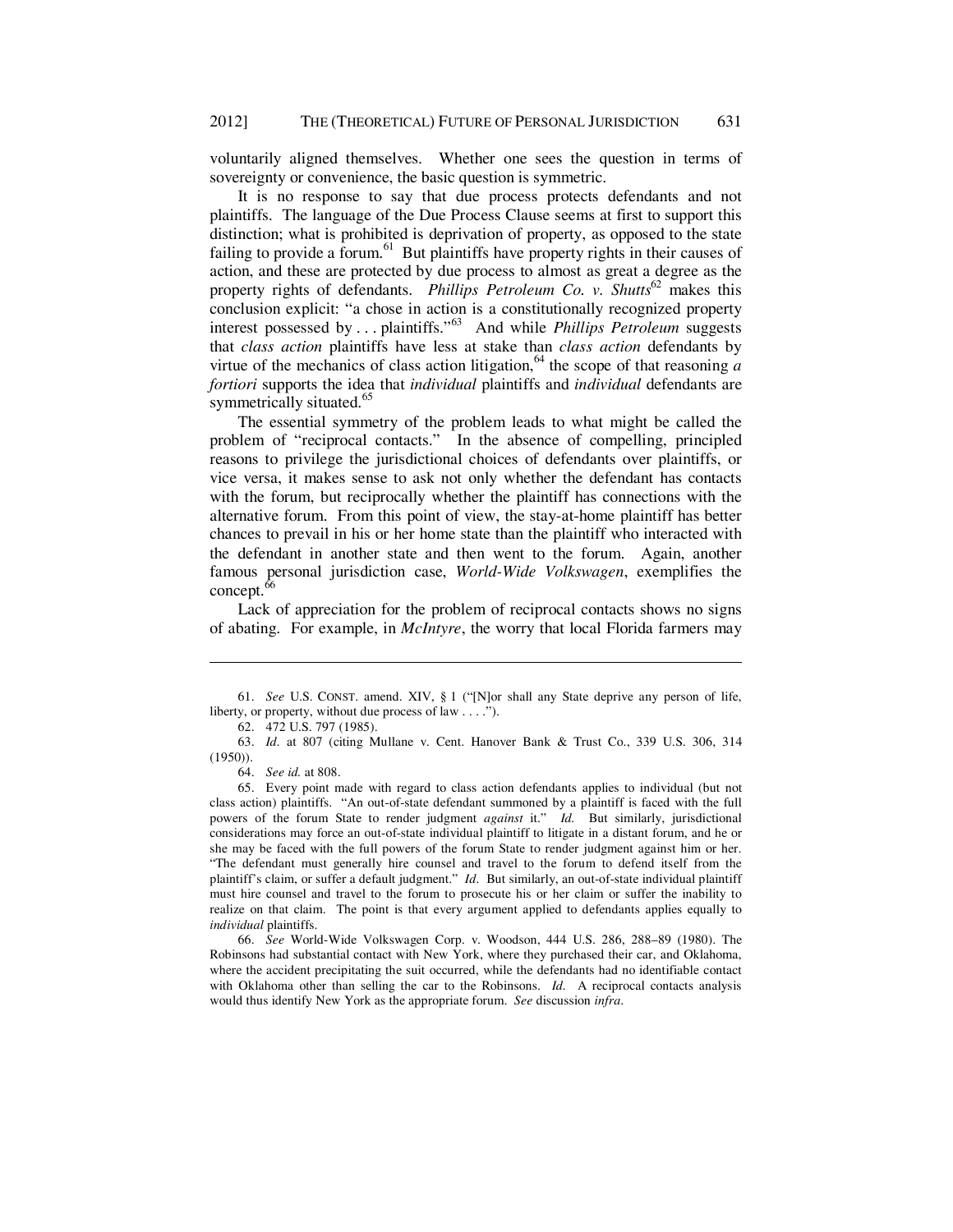voluntarily aligned themselves. Whether one sees the question in terms of sovereignty or convenience, the basic question is symmetric.

It is no response to say that due process protects defendants and not plaintiffs. The language of the Due Process Clause seems at first to support this distinction; what is prohibited is deprivation of property, as opposed to the state failing to provide a forum.[61] But plaintiffs have property rights in their causes of action, and these are protected by due process to almost as great a degree as the property rights of defendants. *Phillips Petroleum Co. v. Shutts*[62] makes this conclusion explicit: "a chose in action is a constitutionally recognized property interest possessed by . . . plaintiffs."[63] And while *Phillips Petroleum* suggests that *class action* plaintiffs have less at stake than *class action* defendants by virtue of the mechanics of class action litigation,[64] the scope of that reasoning *a fortiori* supports the idea that *individual* plaintiffs and *individual* defendants are symmetrically situated.[65]

The essential symmetry of the problem leads to what might be called the problem of "reciprocal contacts." In the absence of compelling, principled reasons to privilege the jurisdictional choices of defendants over plaintiffs, or vice versa, it makes sense to ask not only whether the defendant has contacts with the forum, but reciprocally whether the plaintiff has connections with the alternative forum. From this point of view, the stay-at-home plaintiff has better chances to prevail in his or her home state than the plaintiff who interacted with the defendant in another state and then went to the forum. Again, another famous personal jurisdiction case, *World-Wide Volkswagen*, exemplifies the concept.[66]

Lack of appreciation for the problem of reciprocal contacts shows no signs of abating. For example, in *McIntyre*, the worry that local Florida farmers may

---

61. *See* U.S. CONST. amend. XIV, § 1 ("[N]or shall any State deprive any person of life, liberty, or property, without due process of law . . . .").

62. 472 U.S. 797 (1985).

63. *Id.* at 807 (citing Mullane v. Cent. Hanover Bank & Trust Co., 339 U.S. 306, 314 (1950)).

64. *See id.* at 808.

65. Every point made with regard to class action defendants applies to individual (but not class action) plaintiffs. "An out-of-state defendant summoned by a plaintiff is faced with the full powers of the forum State to render judgment *against* it." *Id.* But similarly, jurisdictional considerations may force an out-of-state individual plaintiff to litigate in a distant forum, and he or she may be faced with the full powers of the forum State to render judgment against him or her. "The defendant must generally hire counsel and travel to the forum to defend itself from the plaintiff's claim, or suffer a default judgment." *Id.* But similarly, an out-of-state individual plaintiff must hire counsel and travel to the forum to prosecute his or her claim or suffer the inability to realize on that claim. The point is that every argument applied to defendants applies equally to *individual* plaintiffs.

66. *See* World-Wide Volkswagen Corp. v. Woodson, 444 U.S. 286, 288–89 (1980). The Robinsons had substantial contact with New York, where they purchased their car, and Oklahoma, where the accident precipitating the suit occurred, while the defendants had no identifiable contact with Oklahoma other than selling the car to the Robinsons. *Id.* A reciprocal contacts analysis would thus identify New York as the appropriate forum. *See* discussion *infra*.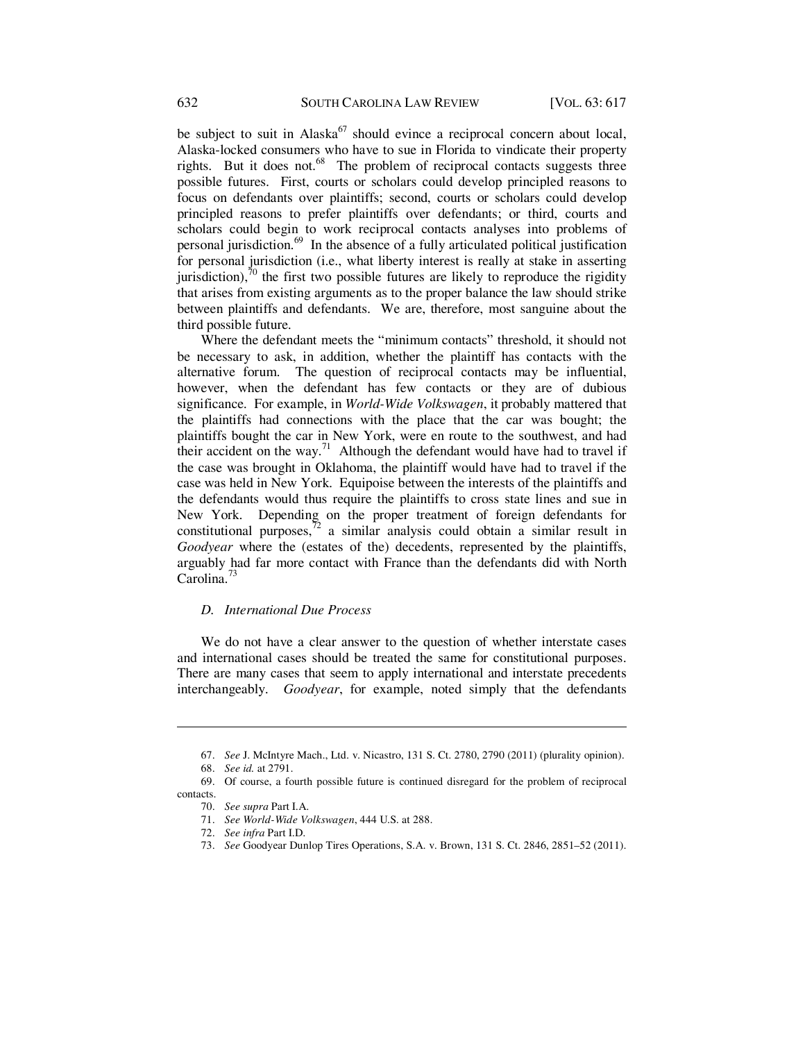be subject to suit in Alaska[67] should evince a reciprocal concern about local, Alaska-locked consumers who have to sue in Florida to vindicate their property rights. But it does not.[68] The problem of reciprocal contacts suggests three possible futures. First, courts or scholars could develop principled reasons to focus on defendants over plaintiffs; second, courts or scholars could develop principled reasons to prefer plaintiffs over defendants; or third, courts and scholars could begin to work reciprocal contacts analyses into problems of personal jurisdiction.[69] In the absence of a fully articulated political justification for personal jurisdiction (i.e., what liberty interest is really at stake in asserting jurisdiction),[70] the first two possible futures are likely to reproduce the rigidity that arises from existing arguments as to the proper balance the law should strike between plaintiffs and defendants. We are, therefore, most sanguine about the third possible future.

Where the defendant meets the "minimum contacts" threshold, it should not be necessary to ask, in addition, whether the plaintiff has contacts with the alternative forum. The question of reciprocal contacts may be influential, however, when the defendant has few contacts or they are of dubious significance. For example, in *World-Wide Volkswagen*, it probably mattered that the plaintiffs had connections with the place that the car was bought; the plaintiffs bought the car in New York, were en route to the southwest, and had their accident on the way.[71] Although the defendant would have had to travel if the case was brought in Oklahoma, the plaintiff would have had to travel if the case was held in New York. Equipoise between the interests of the plaintiffs and the defendants would thus require the plaintiffs to cross state lines and sue in New York. Depending on the proper treatment of foreign defendants for constitutional purposes,[72] a similar analysis could obtain a similar result in *Goodyear* where the (estates of the) decedents, represented by the plaintiffs, arguably had far more contact with France than the defendants did with North Carolina.[73]

### *D. International Due Process*

We do not have a clear answer to the question of whether interstate cases and international cases should be treated the same for constitutional purposes. There are many cases that seem to apply international and interstate precedents interchangeably. *Goodyear*, for example, noted simply that the defendants

---

67. *See* J. McIntyre Mach., Ltd. v. Nicastro, 131 S. Ct. 2780, 2790 (2011) (plurality opinion).

68. *See id.* at 2791.

69. Of course, a fourth possible future is continued disregard for the problem of reciprocal contacts.

70. *See supra* Part I.A.

71. *See World-Wide Volkswagen*, 444 U.S. at 288.

72. *See infra* Part I.D.

73. *See* Goodyear Dunlop Tires Operations, S.A. v. Brown, 131 S. Ct. 2846, 2851–52 (2011).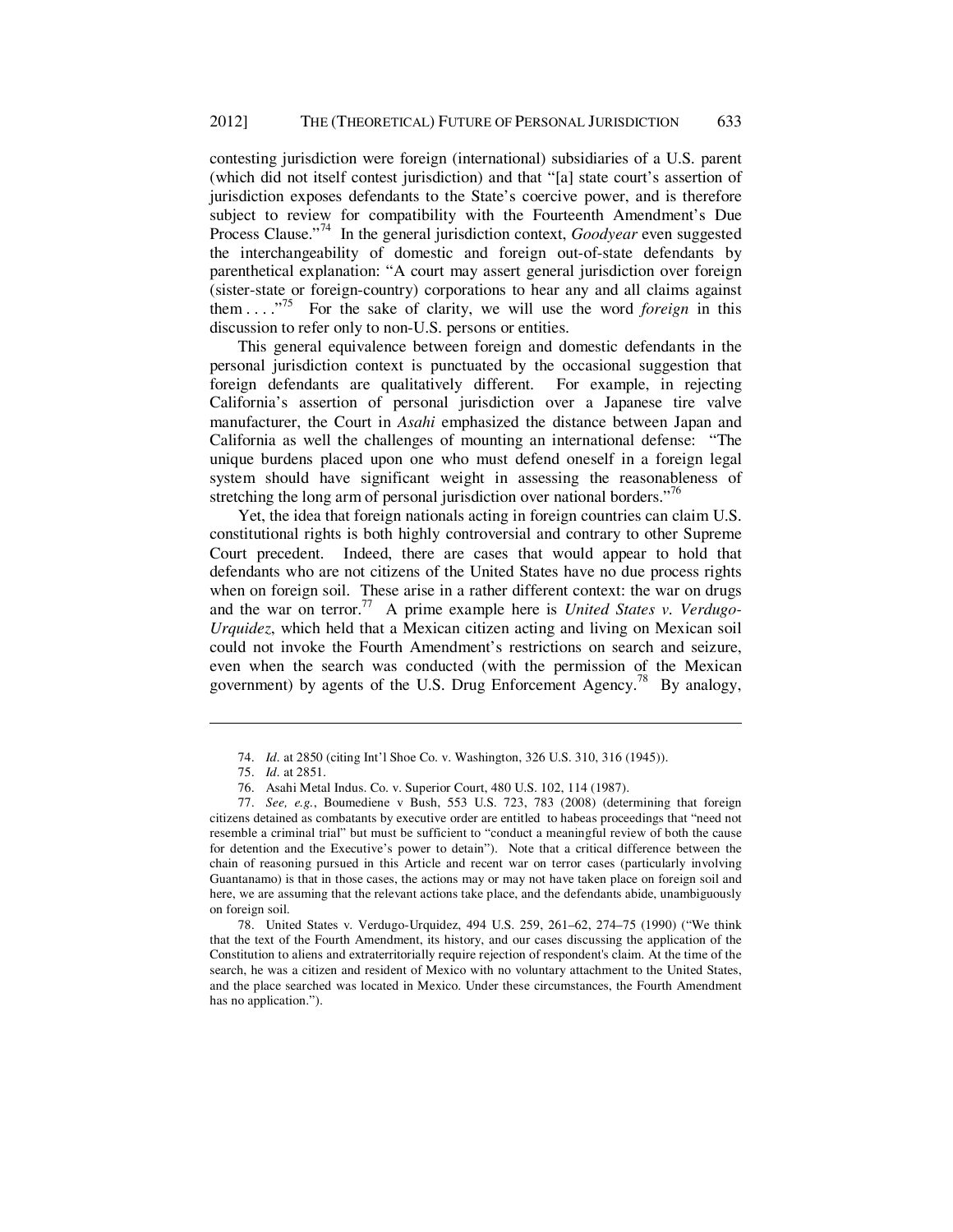contesting jurisdiction were foreign (international) subsidiaries of a U.S. parent (which did not itself contest jurisdiction) and that "[a] state court's assertion of jurisdiction exposes defendants to the State's coercive power, and is therefore subject to review for compatibility with the Fourteenth Amendment's Due Process Clause."[74] In the general jurisdiction context, *Goodyear* even suggested the interchangeability of domestic and foreign out-of-state defendants by parenthetical explanation: "A court may assert general jurisdiction over foreign (sister-state or foreign-country) corporations to hear any and all claims against them . . . ."[75] For the sake of clarity, we will use the word *foreign* in this discussion to refer only to non-U.S. persons or entities.

This general equivalence between foreign and domestic defendants in the personal jurisdiction context is punctuated by the occasional suggestion that foreign defendants are qualitatively different. For example, in rejecting California's assertion of personal jurisdiction over a Japanese tire valve manufacturer, the Court in *Asahi* emphasized the distance between Japan and California as well the challenges of mounting an international defense: "The unique burdens placed upon one who must defend oneself in a foreign legal system should have significant weight in assessing the reasonableness of stretching the long arm of personal jurisdiction over national borders."[76]

Yet, the idea that foreign nationals acting in foreign countries can claim U.S. constitutional rights is both highly controversial and contrary to other Supreme Court precedent. Indeed, there are cases that would appear to hold that defendants who are not citizens of the United States have no due process rights when on foreign soil. These arise in a rather different context: the war on drugs and the war on terror.[77] A prime example here is *United States v. Verdugo-Urquidez*, which held that a Mexican citizen acting and living on Mexican soil could not invoke the Fourth Amendment's restrictions on search and seizure, even when the search was conducted (with the permission of the Mexican government) by agents of the U.S. Drug Enforcement Agency.[78] By analogy,

---

74. *Id.* at 2850 (citing Int'l Shoe Co. v. Washington, 326 U.S. 310, 316 (1945)).

75. *Id.* at 2851.

76. Asahi Metal Indus. Co. v. Superior Court, 480 U.S. 102, 114 (1987).

77. *See, e.g.*, Boumediene v Bush, 553 U.S. 723, 783 (2008) (determining that foreign citizens detained as combatants by executive order are entitled to habeas proceedings that "need not resemble a criminal trial" but must be sufficient to "conduct a meaningful review of both the cause for detention and the Executive's power to detain"). Note that a critical difference between the chain of reasoning pursued in this Article and recent war on terror cases (particularly involving Guantanamo) is that in those cases, the actions may or may not have taken place on foreign soil and here, we are assuming that the relevant actions take place, and the defendants abide, unambiguously on foreign soil.

78. United States v. Verdugo-Urquidez, 494 U.S. 259, 261–62, 274–75 (1990) ("We think that the text of the Fourth Amendment, its history, and our cases discussing the application of the Constitution to aliens and extraterritorially require rejection of respondent's claim. At the time of the search, he was a citizen and resident of Mexico with no voluntary attachment to the United States, and the place searched was located in Mexico. Under these circumstances, the Fourth Amendment has no application.").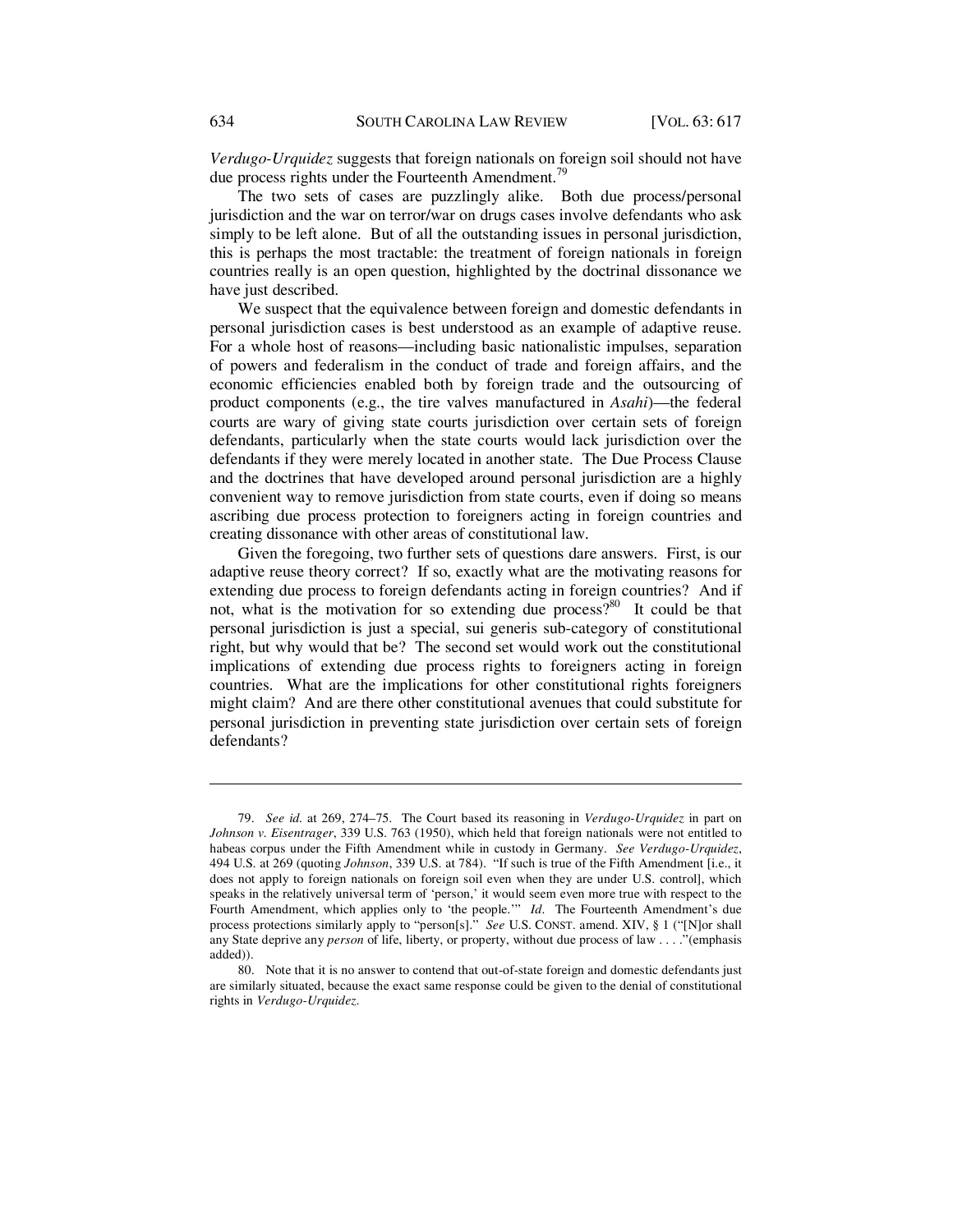*Verdugo-Urquidez* suggests that foreign nationals on foreign soil should not have due process rights under the Fourteenth Amendment.[79]

The two sets of cases are puzzlingly alike. Both due process/personal jurisdiction and the war on terror/war on drugs cases involve defendants who ask simply to be left alone. But of all the outstanding issues in personal jurisdiction, this is perhaps the most tractable: the treatment of foreign nationals in foreign countries really is an open question, highlighted by the doctrinal dissonance we have just described.

We suspect that the equivalence between foreign and domestic defendants in personal jurisdiction cases is best understood as an example of adaptive reuse. For a whole host of reasons—including basic nationalistic impulses, separation of powers and federalism in the conduct of trade and foreign affairs, and the economic efficiencies enabled both by foreign trade and the outsourcing of product components (e.g., the tire valves manufactured in *Asahi*)—the federal courts are wary of giving state courts jurisdiction over certain sets of foreign defendants, particularly when the state courts would lack jurisdiction over the defendants if they were merely located in another state. The Due Process Clause and the doctrines that have developed around personal jurisdiction are a highly convenient way to remove jurisdiction from state courts, even if doing so means ascribing due process protection to foreigners acting in foreign countries and creating dissonance with other areas of constitutional law.

Given the foregoing, two further sets of questions dare answers. First, is our adaptive reuse theory correct? If so, exactly what are the motivating reasons for extending due process to foreign defendants acting in foreign countries? And if not, what is the motivation for so extending due process?[80] It could be that personal jurisdiction is just a special, sui generis sub-category of constitutional right, but why would that be? The second set would work out the constitutional implications of extending due process rights to foreigners acting in foreign countries. What are the implications for other constitutional rights foreigners might claim? And are there other constitutional avenues that could substitute for personal jurisdiction in preventing state jurisdiction over certain sets of foreign defendants?

---

79. *See id.* at 269, 274–75. The Court based its reasoning in *Verdugo-Urquidez* in part on *Johnson v. Eisentrager*, 339 U.S. 763 (1950), which held that foreign nationals were not entitled to habeas corpus under the Fifth Amendment while in custody in Germany. *See Verdugo-Urquidez*, 494 U.S. at 269 (quoting *Johnson*, 339 U.S. at 784). "If such is true of the Fifth Amendment [i.e., it does not apply to foreign nationals on foreign soil even when they are under U.S. control], which speaks in the relatively universal term of 'person,' it would seem even more true with respect to the Fourth Amendment, which applies only to 'the people.'" *Id*. The Fourteenth Amendment's due process protections similarly apply to "person[s]." *See* U.S. CONST. amend. XIV, § 1 ("[N]or shall any State deprive any *person* of life, liberty, or property, without due process of law . . . ."(emphasis added)).

80. Note that it is no answer to contend that out-of-state foreign and domestic defendants just are similarly situated, because the exact same response could be given to the denial of constitutional rights in *Verdugo-Urquidez*.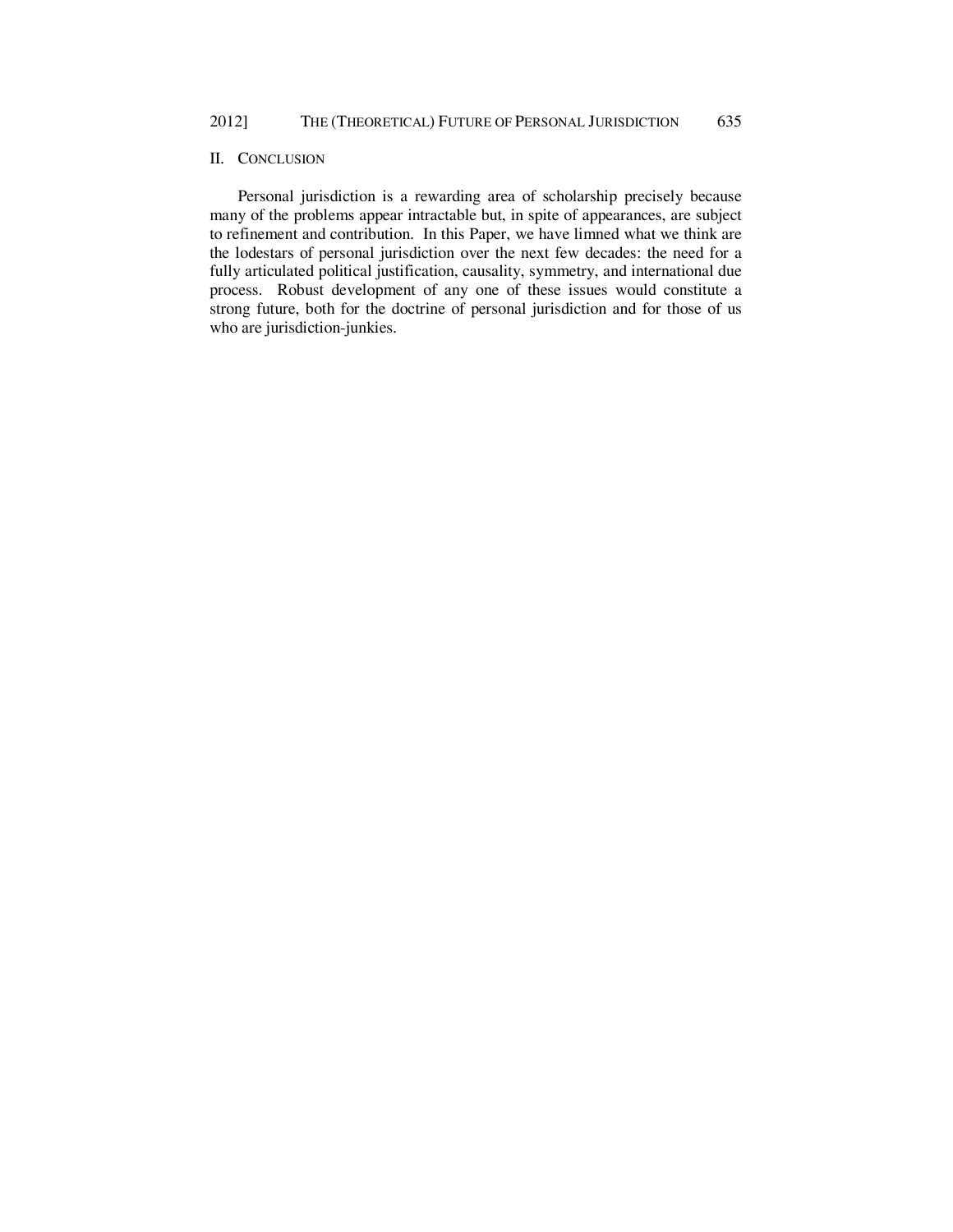## II. CONCLUSION

Personal jurisdiction is a rewarding area of scholarship precisely because many of the problems appear intractable but, in spite of appearances, are subject to refinement and contribution. In this Paper, we have limned what we think are the lodestars of personal jurisdiction over the next few decades: the need for a fully articulated political justification, causality, symmetry, and international due process. Robust development of any one of these issues would constitute a strong future, both for the doctrine of personal jurisdiction and for those of us who are jurisdiction-junkies.